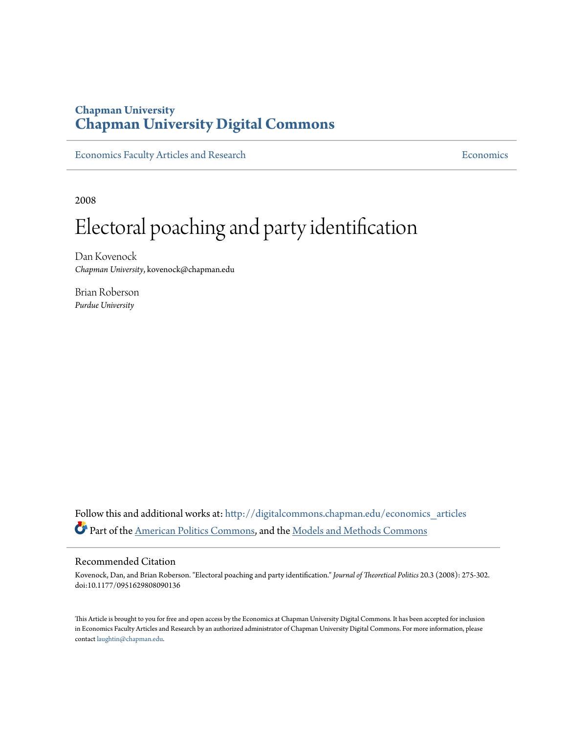# Chapman University
## Chapman University Digital Commons

Economics Faculty Articles and Research | Economics

2008

# Electoral poaching and party identification

Dan Kovenock
*Chapman University*, kovenock@chapman.edu

Brian Roberson
*Purdue University*

Follow this and additional works at: http://digitalcommons.chapman.edu/economics_articles
Part of the American Politics Commons, and the Models and Methods Commons

## Recommended Citation

Kovenock, Dan, and Brian Roberson. "Electoral poaching and party identification." *Journal of Theoretical Politics* 20.3 (2008): 275-302. doi:10.1177/0951629808090136

This Article is brought to you for free and open access by the Economics at Chapman University Digital Commons. It has been accepted for inclusion in Economics Faculty Articles and Research by an authorized administrator of Chapman University Digital Commons. For more information, please contact laughtin@chapman.edu.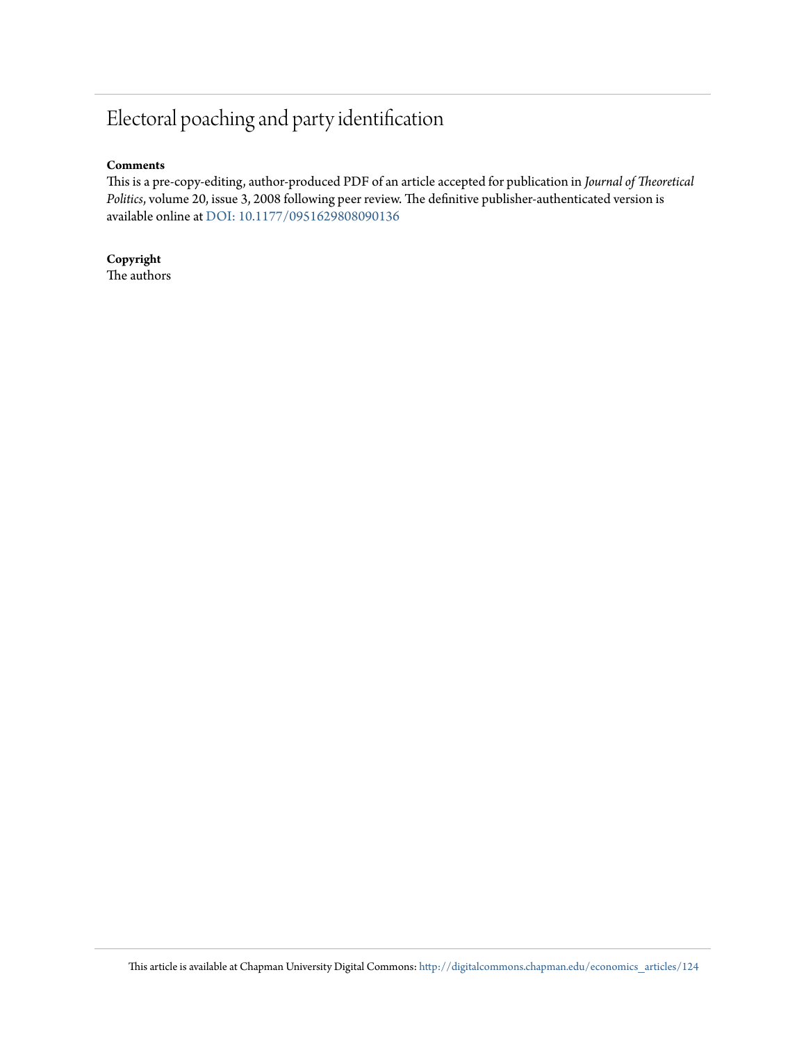# Electoral poaching and party identification

**Comments**

This is a pre-copy-editing, author-produced PDF of an article accepted for publication in *Journal of Theoretical Politics*, volume 20, issue 3, 2008 following peer review. The definitive publisher-authenticated version is available online at DOI: 10.1177/0951629808090136

**Copyright**

The authors

This article is available at Chapman University Digital Commons: http://digitalcommons.chapman.edu/economics_articles/124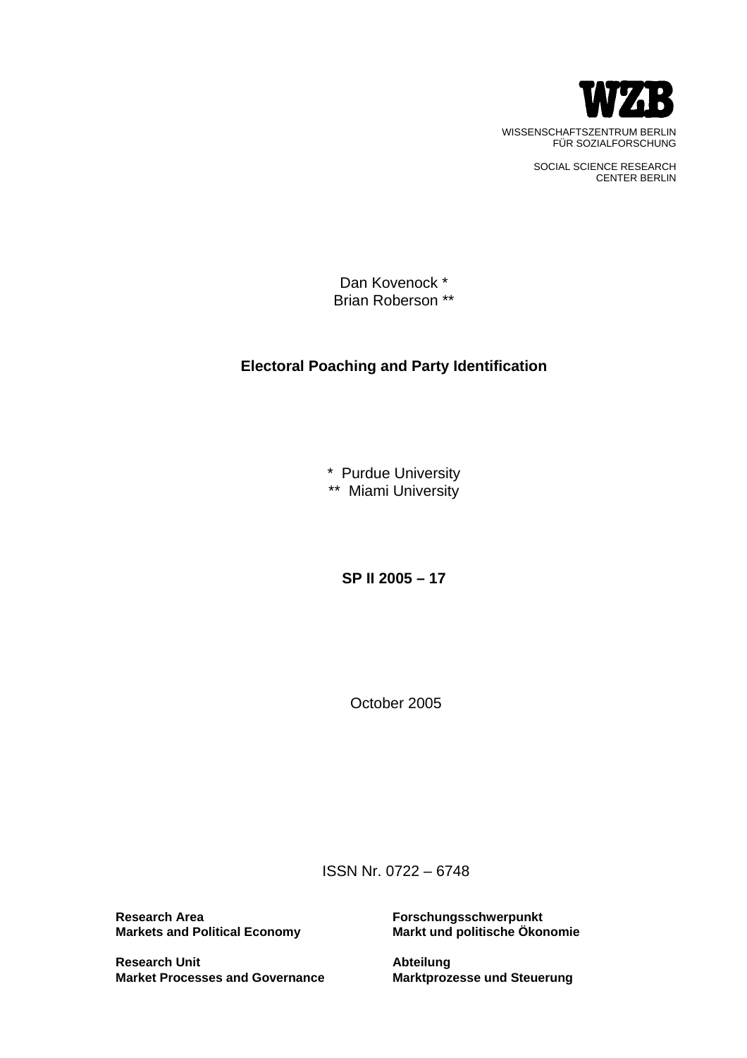**WZB**

WISSENSCHAFTSZENTRUM BERLIN
FÜR SOZIALFORSCHUNG

SOCIAL SCIENCE RESEARCH
CENTER BERLIN

Dan Kovenock *
Brian Roberson **

# Electoral Poaching and Party Identification

\* Purdue University
\*\* Miami University

**SP II 2005 – 17**

October 2005

ISSN Nr. 0722 – 6748

**Research Area**
**Markets and Political Economy**

**Research Unit**
**Market Processes and Governance**

**Forschungsschwerpunkt**
**Markt und politische Ökonomie**

**Abteilung**
**Marktprozesse und Steuerung**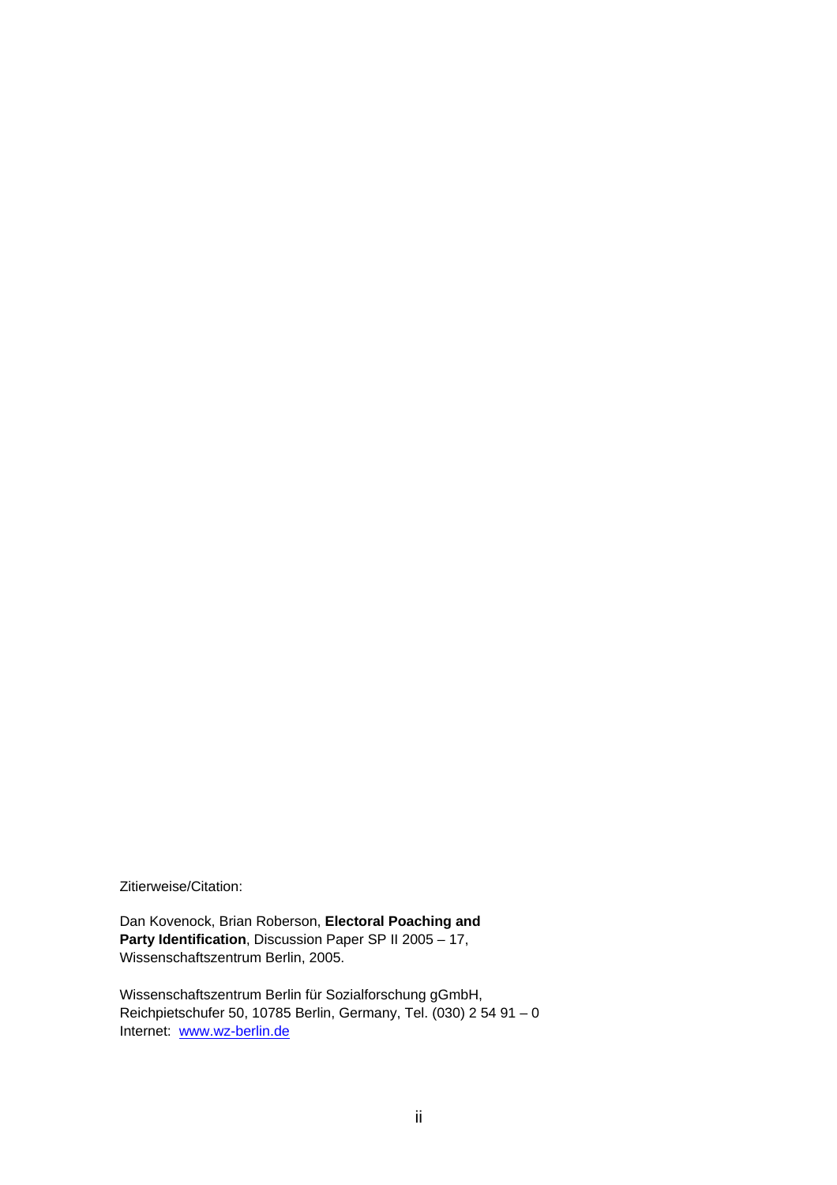Zitierweise/Citation:

Dan Kovenock, Brian Roberson, **Electoral Poaching and Party Identification**, Discussion Paper SP II 2005 – 17, Wissenschaftszentrum Berlin, 2005.

Wissenschaftszentrum Berlin für Sozialforschung gGmbH, Reichpietschufer 50, 10785 Berlin, Germany, Tel. (030) 2 54 91 – 0
Internet: www.wz-berlin.de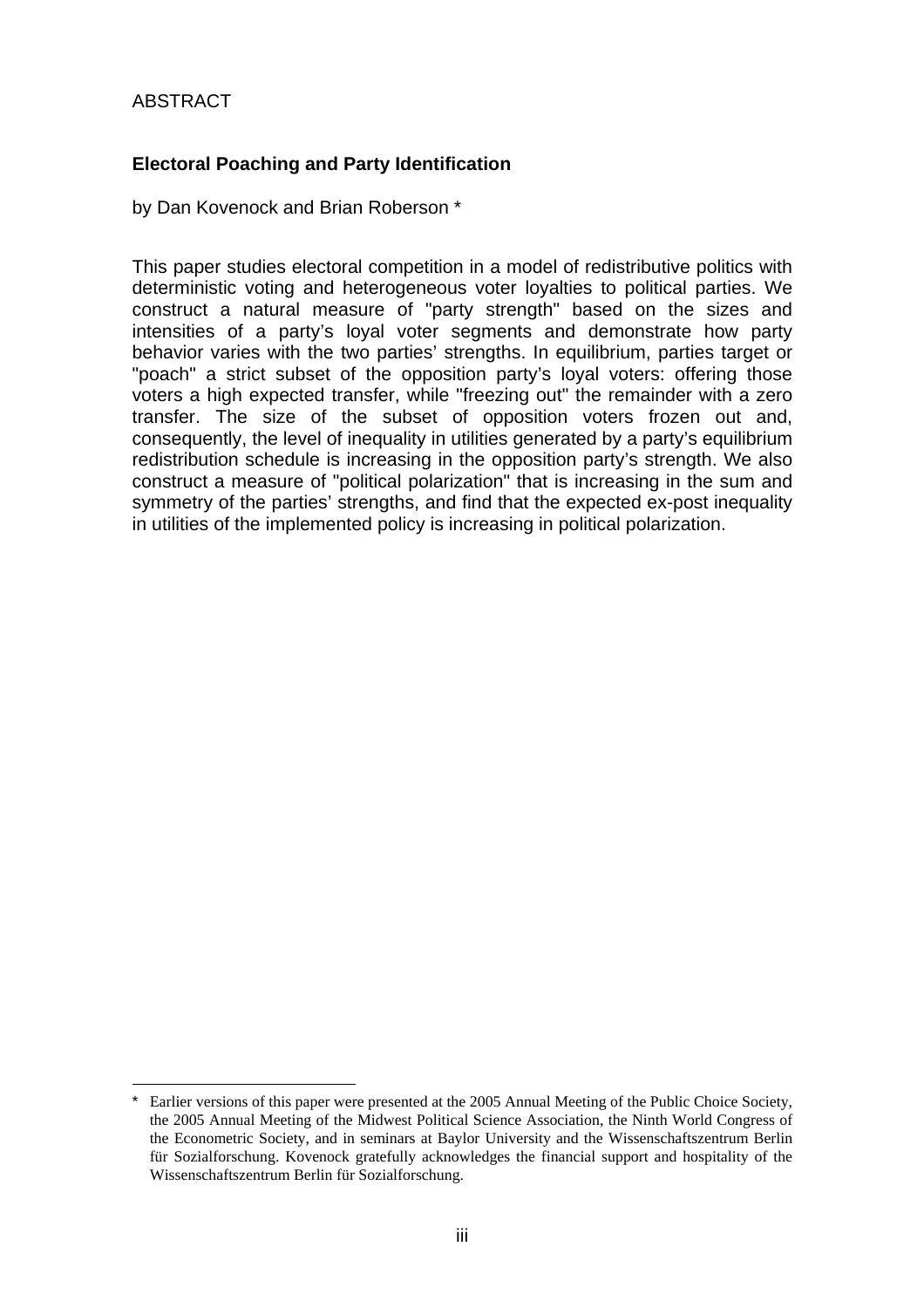ABSTRACT

**Electoral Poaching and Party Identification**

by Dan Kovenock and Brian Roberson *

This paper studies electoral competition in a model of redistributive politics with deterministic voting and heterogeneous voter loyalties to political parties. We construct a natural measure of "party strength" based on the sizes and intensities of a party's loyal voter segments and demonstrate how party behavior varies with the two parties' strengths. In equilibrium, parties target or "poach" a strict subset of the opposition party's loyal voters: offering those voters a high expected transfer, while "freezing out" the remainder with a zero transfer. The size of the subset of opposition voters frozen out and, consequently, the level of inequality in utilities generated by a party's equilibrium redistribution schedule is increasing in the opposition party's strength. We also construct a measure of "political polarization" that is increasing in the sum and symmetry of the parties' strengths, and find that the expected ex-post inequality in utilities of the implemented policy is increasing in political polarization.

---

* Earlier versions of this paper were presented at the 2005 Annual Meeting of the Public Choice Society, the 2005 Annual Meeting of the Midwest Political Science Association, the Ninth World Congress of the Econometric Society, and in seminars at Baylor University and the Wissenschaftszentrum Berlin für Sozialforschung. Kovenock gratefully acknowledges the financial support and hospitality of the Wissenschaftszentrum Berlin für Sozialforschung.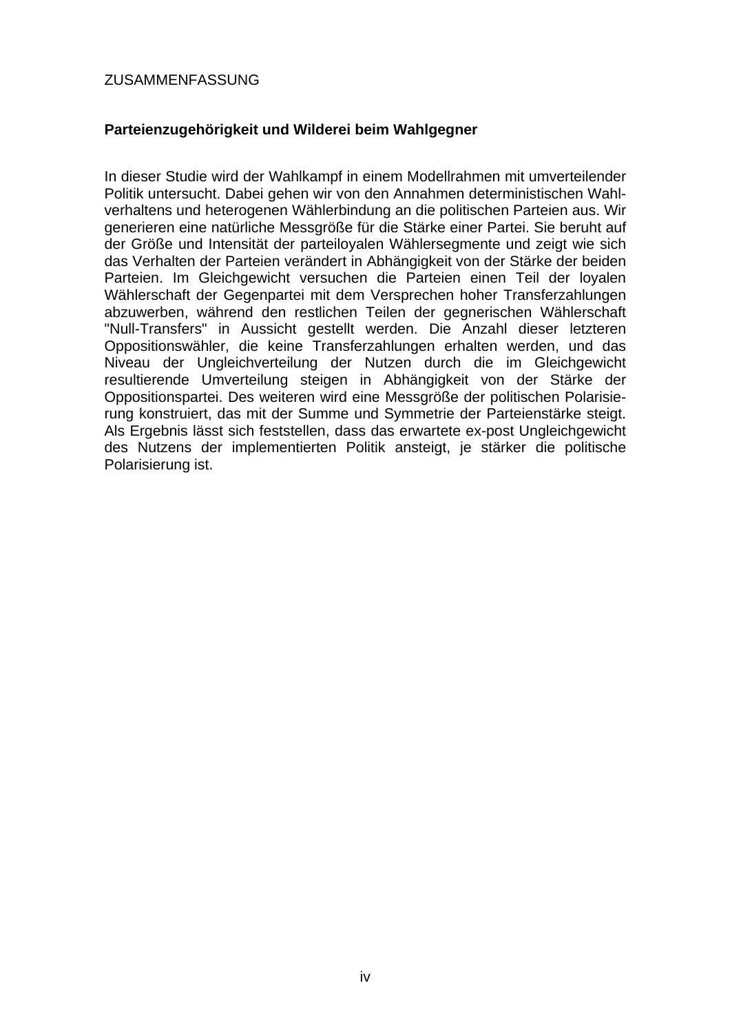ZUSAMMENFASSUNG

**Parteienzugehörigkeit und Wilderei beim Wahlgegner**

In dieser Studie wird der Wahlkampf in einem Modellrahmen mit umverteilender Politik untersucht. Dabei gehen wir von den Annahmen deterministischen Wahlverhaltens und heterogenen Wählerbindung an die politischen Parteien aus. Wir generieren eine natürliche Messgröße für die Stärke einer Partei. Sie beruht auf der Größe und Intensität der parteiloyalen Wählersegmente und zeigt wie sich das Verhalten der Parteien verändert in Abhängigkeit von der Stärke der beiden Parteien. Im Gleichgewicht versuchen die Parteien einen Teil der loyalen Wählerschaft der Gegenpartei mit dem Versprechen hoher Transferzahlungen abzuwerben, während den restlichen Teilen der gegnerischen Wählerschaft "Null-Transfers" in Aussicht gestellt werden. Die Anzahl dieser letzteren Oppositionswähler, die keine Transferzahlungen erhalten werden, und das Niveau der Ungleichverteilung der Nutzen durch die im Gleichgewicht resultierende Umverteilung steigen in Abhängigkeit von der Stärke der Oppositionspartei. Des weiteren wird eine Messgröße der politischen Polarisierung konstruiert, das mit der Summe und Symmetrie der Parteienstärke steigt. Als Ergebnis lässt sich feststellen, dass das erwartete ex-post Ungleichgewicht des Nutzens der implementierten Politik ansteigt, je stärker die politische Polarisierung ist.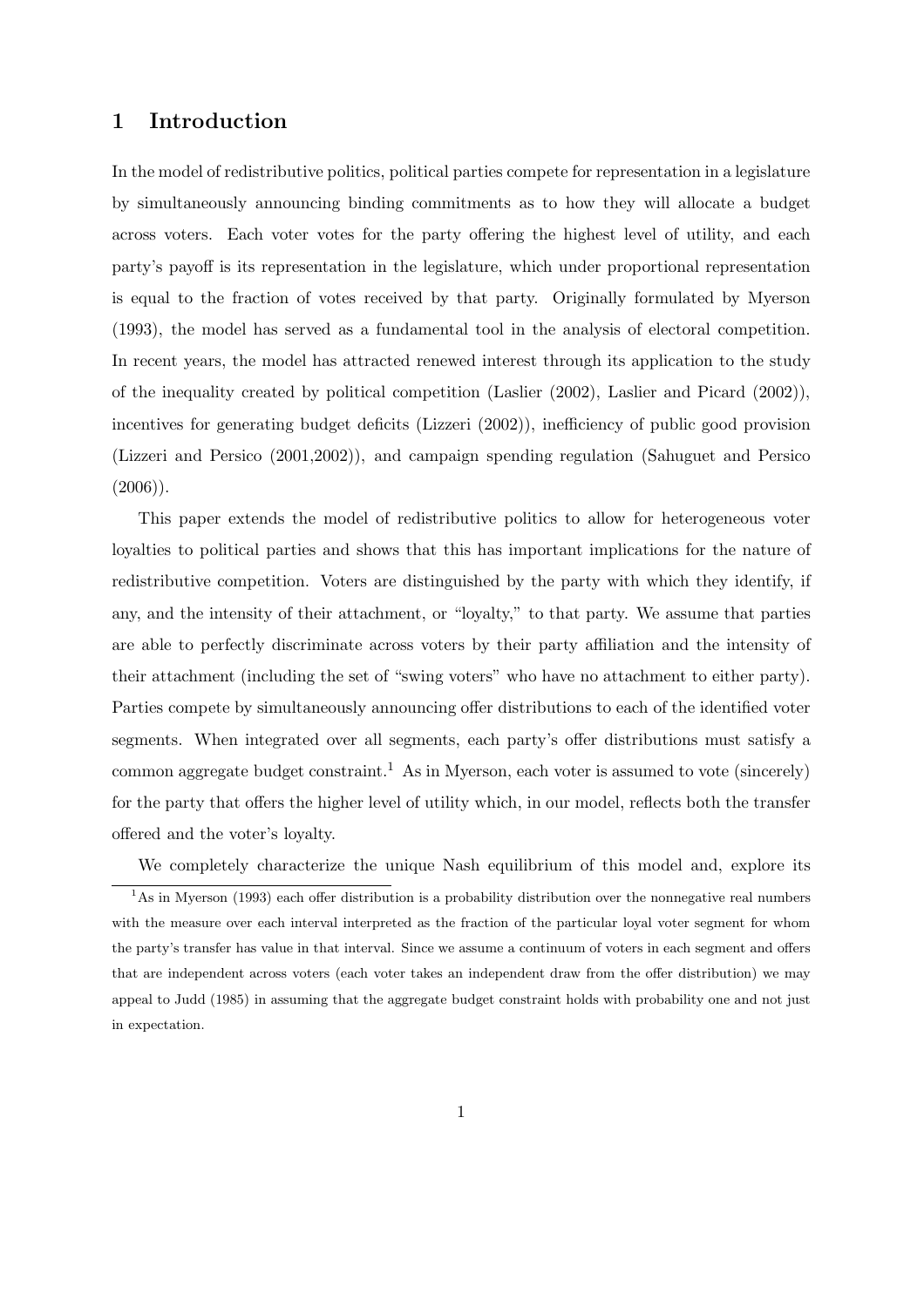# 1 Introduction

In the model of redistributive politics, political parties compete for representation in a legislature by simultaneously announcing binding commitments as to how they will allocate a budget across voters. Each voter votes for the party offering the highest level of utility, and each party's payoff is its representation in the legislature, which under proportional representation is equal to the fraction of votes received by that party. Originally formulated by Myerson (1993), the model has served as a fundamental tool in the analysis of electoral competition. In recent years, the model has attracted renewed interest through its application to the study of the inequality created by political competition (Laslier (2002), Laslier and Picard (2002)), incentives for generating budget deficits (Lizzeri (2002)), inefficiency of public good provision (Lizzeri and Persico (2001,2002)), and campaign spending regulation (Sahuguet and Persico (2006)).

This paper extends the model of redistributive politics to allow for heterogeneous voter loyalties to political parties and shows that this has important implications for the nature of redistributive competition. Voters are distinguished by the party with which they identify, if any, and the intensity of their attachment, or "loyalty," to that party. We assume that parties are able to perfectly discriminate across voters by their party affiliation and the intensity of their attachment (including the set of "swing voters" who have no attachment to either party). Parties compete by simultaneously announcing offer distributions to each of the identified voter segments. When integrated over all segments, each party's offer distributions must satisfy a common aggregate budget constraint.[1] As in Myerson, each voter is assumed to vote (sincerely) for the party that offers the higher level of utility which, in our model, reflects both the transfer offered and the voter's loyalty.

We completely characterize the unique Nash equilibrium of this model and, explore its

[1] As in Myerson (1993) each offer distribution is a probability distribution over the nonnegative real numbers with the measure over each interval interpreted as the fraction of the particular loyal voter segment for whom the party's transfer has value in that interval. Since we assume a continuum of voters in each segment and offers that are independent across voters (each voter takes an independent draw from the offer distribution) we may appeal to Judd (1985) in assuming that the aggregate budget constraint holds with probability one and not just in expectation.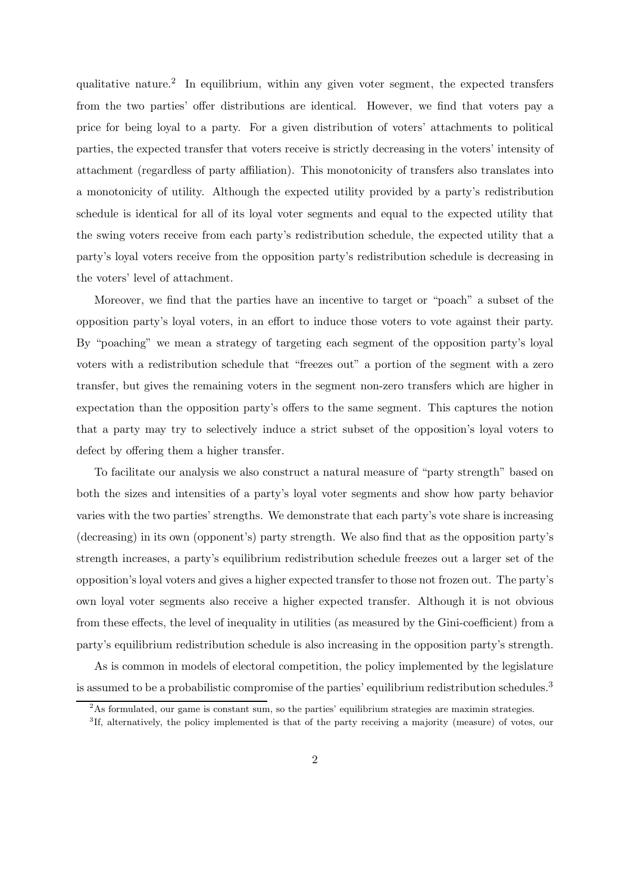qualitative nature.[2] In equilibrium, within any given voter segment, the expected transfers from the two parties' offer distributions are identical. However, we find that voters pay a price for being loyal to a party. For a given distribution of voters' attachments to political parties, the expected transfer that voters receive is strictly decreasing in the voters' intensity of attachment (regardless of party affiliation). This monotonicity of transfers also translates into a monotonicity of utility. Although the expected utility provided by a party's redistribution schedule is identical for all of its loyal voter segments and equal to the expected utility that the swing voters receive from each party's redistribution schedule, the expected utility that a party's loyal voters receive from the opposition party's redistribution schedule is decreasing in the voters' level of attachment.

Moreover, we find that the parties have an incentive to target or "poach" a subset of the opposition party's loyal voters, in an effort to induce those voters to vote against their party. By "poaching" we mean a strategy of targeting each segment of the opposition party's loyal voters with a redistribution schedule that "freezes out" a portion of the segment with a zero transfer, but gives the remaining voters in the segment non-zero transfers which are higher in expectation than the opposition party's offers to the same segment. This captures the notion that a party may try to selectively induce a strict subset of the opposition's loyal voters to defect by offering them a higher transfer.

To facilitate our analysis we also construct a natural measure of "party strength" based on both the sizes and intensities of a party's loyal voter segments and show how party behavior varies with the two parties' strengths. We demonstrate that each party's vote share is increasing (decreasing) in its own (opponent's) party strength. We also find that as the opposition party's strength increases, a party's equilibrium redistribution schedule freezes out a larger set of the opposition's loyal voters and gives a higher expected transfer to those not frozen out. The party's own loyal voter segments also receive a higher expected transfer. Although it is not obvious from these effects, the level of inequality in utilities (as measured by the Gini-coefficient) from a party's equilibrium redistribution schedule is also increasing in the opposition party's strength.

As is common in models of electoral competition, the policy implemented by the legislature is assumed to be a probabilistic compromise of the parties' equilibrium redistribution schedules.[3]

[2]As formulated, our game is constant sum, so the parties' equilibrium strategies are maximin strategies.

[3]If, alternatively, the policy implemented is that of the party receiving a majority (measure) of votes, our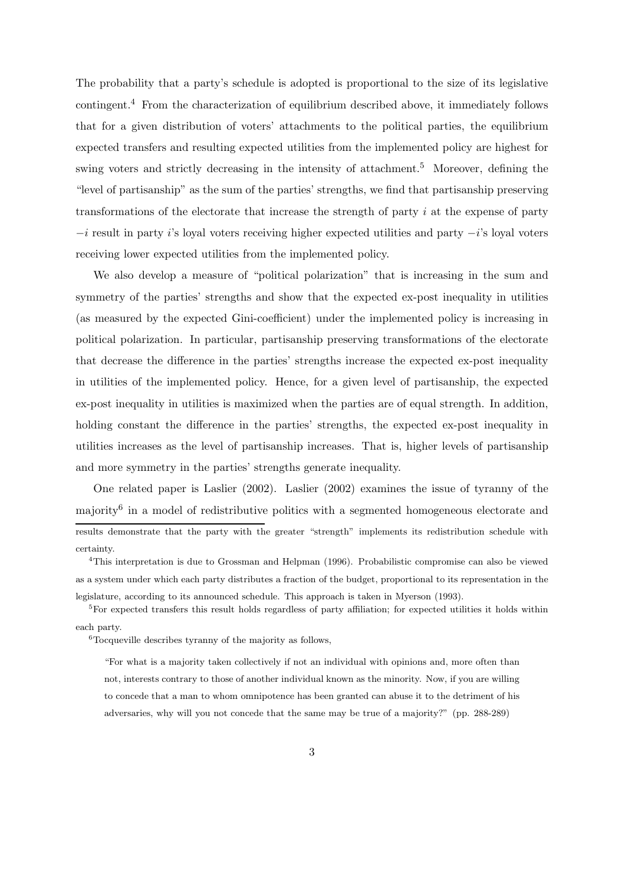The probability that a party's schedule is adopted is proportional to the size of its legislative contingent.[4] From the characterization of equilibrium described above, it immediately follows that for a given distribution of voters' attachments to the political parties, the equilibrium expected transfers and resulting expected utilities from the implemented policy are highest for swing voters and strictly decreasing in the intensity of attachment.[5] Moreover, defining the "level of partisanship" as the sum of the parties' strengths, we find that partisanship preserving transformations of the electorate that increase the strength of party $i$ at the expense of party $-i$ result in party $i$'s loyal voters receiving higher expected utilities and party $-i$'s loyal voters receiving lower expected utilities from the implemented policy.

We also develop a measure of "political polarization" that is increasing in the sum and symmetry of the parties' strengths and show that the expected ex-post inequality in utilities (as measured by the expected Gini-coefficient) under the implemented policy is increasing in political polarization. In particular, partisanship preserving transformations of the electorate that decrease the difference in the parties' strengths increase the expected ex-post inequality in utilities of the implemented policy. Hence, for a given level of partisanship, the expected ex-post inequality in utilities is maximized when the parties are of equal strength. In addition, holding constant the difference in the parties' strengths, the expected ex-post inequality in utilities increases as the level of partisanship increases. That is, higher levels of partisanship and more symmetry in the parties' strengths generate inequality.

One related paper is Laslier (2002). Laslier (2002) examines the issue of tyranny of the majority[6] in a model of redistributive politics with a segmented homogeneous electorate and

---

results demonstrate that the party with the greater "strength" implements its redistribution schedule with certainty.

[4] This interpretation is due to Grossman and Helpman (1996). Probabilistic compromise can also be viewed as a system under which each party distributes a fraction of the budget, proportional to its representation in the legislature, according to its announced schedule. This approach is taken in Myerson (1993).

[5] For expected transfers this result holds regardless of party affiliation; for expected utilities it holds within each party.

[6] Tocqueville describes tyranny of the majority as follows,

> "For what is a majority taken collectively if not an individual with opinions and, more often than not, interests contrary to those of another individual known as the minority. Now, if you are willing to concede that a man to whom omnipotence has been granted can abuse it to the detriment of his adversaries, why will you not concede that the same may be true of a majority?" (pp. 288-289)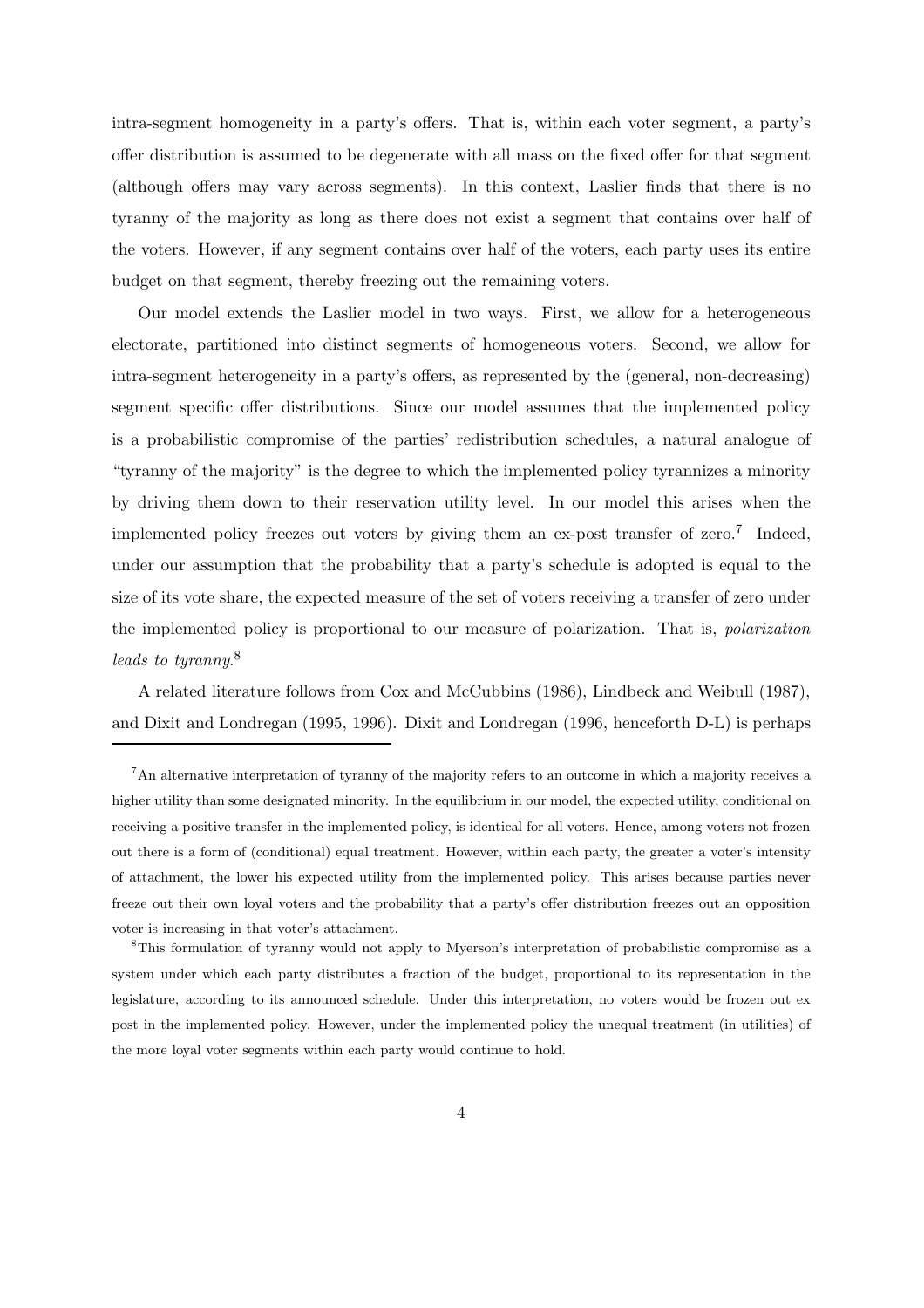intra-segment homogeneity in a party's offers. That is, within each voter segment, a party's offer distribution is assumed to be degenerate with all mass on the fixed offer for that segment (although offers may vary across segments). In this context, Laslier finds that there is no tyranny of the majority as long as there does not exist a segment that contains over half of the voters. However, if any segment contains over half of the voters, each party uses its entire budget on that segment, thereby freezing out the remaining voters.

Our model extends the Laslier model in two ways. First, we allow for a heterogeneous electorate, partitioned into distinct segments of homogeneous voters. Second, we allow for intra-segment heterogeneity in a party's offers, as represented by the (general, non-decreasing) segment specific offer distributions. Since our model assumes that the implemented policy is a probabilistic compromise of the parties' redistribution schedules, a natural analogue of "tyranny of the majority" is the degree to which the implemented policy tyrannizes a minority by driving them down to their reservation utility level. In our model this arises when the implemented policy freezes out voters by giving them an ex-post transfer of zero.[7] Indeed, under our assumption that the probability that a party's schedule is adopted is equal to the size of its vote share, the expected measure of the set of voters receiving a transfer of zero under the implemented policy is proportional to our measure of polarization. That is, *polarization leads to tyranny*.[8]

A related literature follows from Cox and McCubbins (1986), Lindbeck and Weibull (1987), and Dixit and Londregan (1995, 1996). Dixit and Londregan (1996, henceforth D-L) is perhaps

---

[7] An alternative interpretation of tyranny of the majority refers to an outcome in which a majority receives a higher utility than some designated minority. In the equilibrium in our model, the expected utility, conditional on receiving a positive transfer in the implemented policy, is identical for all voters. Hence, among voters not frozen out there is a form of (conditional) equal treatment. However, within each party, the greater a voter's intensity of attachment, the lower his expected utility from the implemented policy. This arises because parties never freeze out their own loyal voters and the probability that a party's offer distribution freezes out an opposition voter is increasing in that voter's attachment.

[8] This formulation of tyranny would not apply to Myerson's interpretation of probabilistic compromise as a system under which each party distributes a fraction of the budget, proportional to its representation in the legislature, according to its announced schedule. Under this interpretation, no voters would be frozen out ex post in the implemented policy. However, under the implemented policy the unequal treatment (in utilities) of the more loyal voter segments within each party would continue to hold.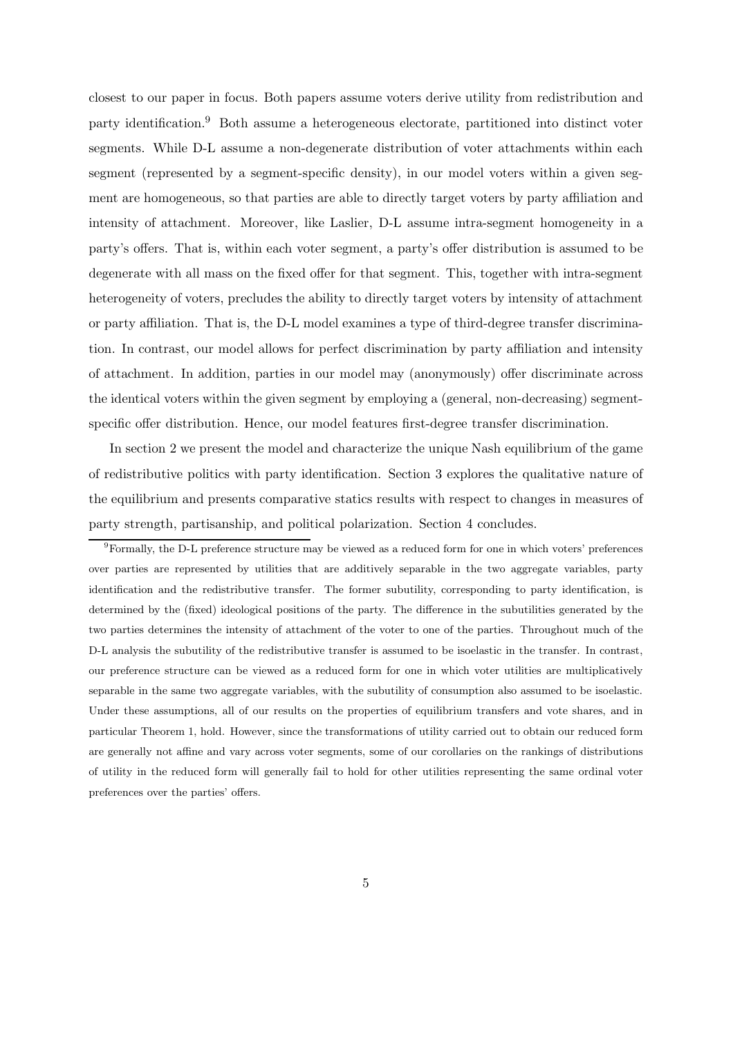closest to our paper in focus. Both papers assume voters derive utility from redistribution and party identification.[9] Both assume a heterogeneous electorate, partitioned into distinct voter segments. While D-L assume a non-degenerate distribution of voter attachments within each segment (represented by a segment-specific density), in our model voters within a given segment are homogeneous, so that parties are able to directly target voters by party affiliation and intensity of attachment. Moreover, like Laslier, D-L assume intra-segment homogeneity in a party's offers. That is, within each voter segment, a party's offer distribution is assumed to be degenerate with all mass on the fixed offer for that segment. This, together with intra-segment heterogeneity of voters, precludes the ability to directly target voters by intensity of attachment or party affiliation. That is, the D-L model examines a type of third-degree transfer discrimination. In contrast, our model allows for perfect discrimination by party affiliation and intensity of attachment. In addition, parties in our model may (anonymously) offer discriminate across the identical voters within the given segment by employing a (general, non-decreasing) segment-specific offer distribution. Hence, our model features first-degree transfer discrimination.

In section 2 we present the model and characterize the unique Nash equilibrium of the game of redistributive politics with party identification. Section 3 explores the qualitative nature of the equilibrium and presents comparative statics results with respect to changes in measures of party strength, partisanship, and political polarization. Section 4 concludes.

[9] Formally, the D-L preference structure may be viewed as a reduced form for one in which voters' preferences over parties are represented by utilities that are additively separable in the two aggregate variables, party identification and the redistributive transfer. The former subutility, corresponding to party identification, is determined by the (fixed) ideological positions of the party. The difference in the subutilities generated by the two parties determines the intensity of attachment of the voter to one of the parties. Throughout much of the D-L analysis the subutility of the redistributive transfer is assumed to be isoelastic in the transfer. In contrast, our preference structure can be viewed as a reduced form for one in which voter utilities are multiplicatively separable in the same two aggregate variables, with the subutility of consumption also assumed to be isoelastic. Under these assumptions, all of our results on the properties of equilibrium transfers and vote shares, and in particular Theorem 1, hold. However, since the transformations of utility carried out to obtain our reduced form are generally not affine and vary across voter segments, some of our corollaries on the rankings of distributions of utility in the reduced form will generally fail to hold for other utilities representing the same ordinal voter preferences over the parties' offers.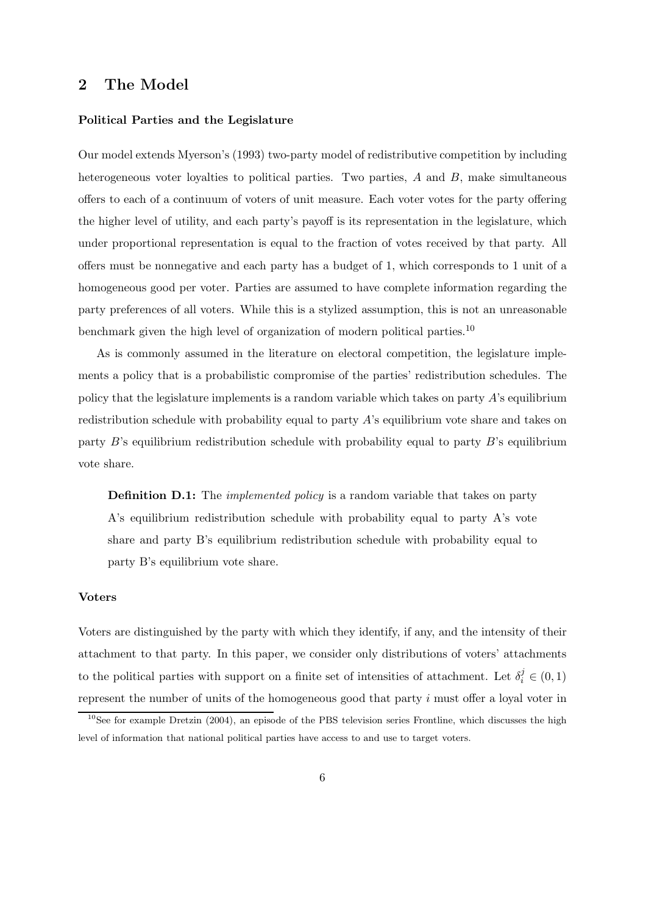## 2 The Model

**Political Parties and the Legislature**

Our model extends Myerson's (1993) two-party model of redistributive competition by including heterogeneous voter loyalties to political parties. Two parties, $A$ and $B$, make simultaneous offers to each of a continuum of voters of unit measure. Each voter votes for the party offering the higher level of utility, and each party's payoff is its representation in the legislature, which under proportional representation is equal to the fraction of votes received by that party. All offers must be nonnegative and each party has a budget of 1, which corresponds to 1 unit of a homogeneous good per voter. Parties are assumed to have complete information regarding the party preferences of all voters. While this is a stylized assumption, this is not an unreasonable benchmark given the high level of organization of modern political parties.[10]

As is commonly assumed in the literature on electoral competition, the legislature implements a policy that is a probabilistic compromise of the parties' redistribution schedules. The policy that the legislature implements is a random variable which takes on party $A$'s equilibrium redistribution schedule with probability equal to party $A$'s equilibrium vote share and takes on party $B$'s equilibrium redistribution schedule with probability equal to party $B$'s equilibrium vote share.

> **Definition D.1:** The *implemented policy* is a random variable that takes on party A's equilibrium redistribution schedule with probability equal to party A's vote share and party B's equilibrium redistribution schedule with probability equal to party B's equilibrium vote share.

**Voters**

Voters are distinguished by the party with which they identify, if any, and the intensity of their attachment to that party. In this paper, we consider only distributions of voters' attachments to the political parties with support on a finite set of intensities of attachment. Let $\delta_i^j \in (0, 1)$ represent the number of units of the homogeneous good that party $i$ must offer a loyal voter in

[10] See for example Dretzin (2004), an episode of the PBS television series Frontline, which discusses the high level of information that national political parties have access to and use to target voters.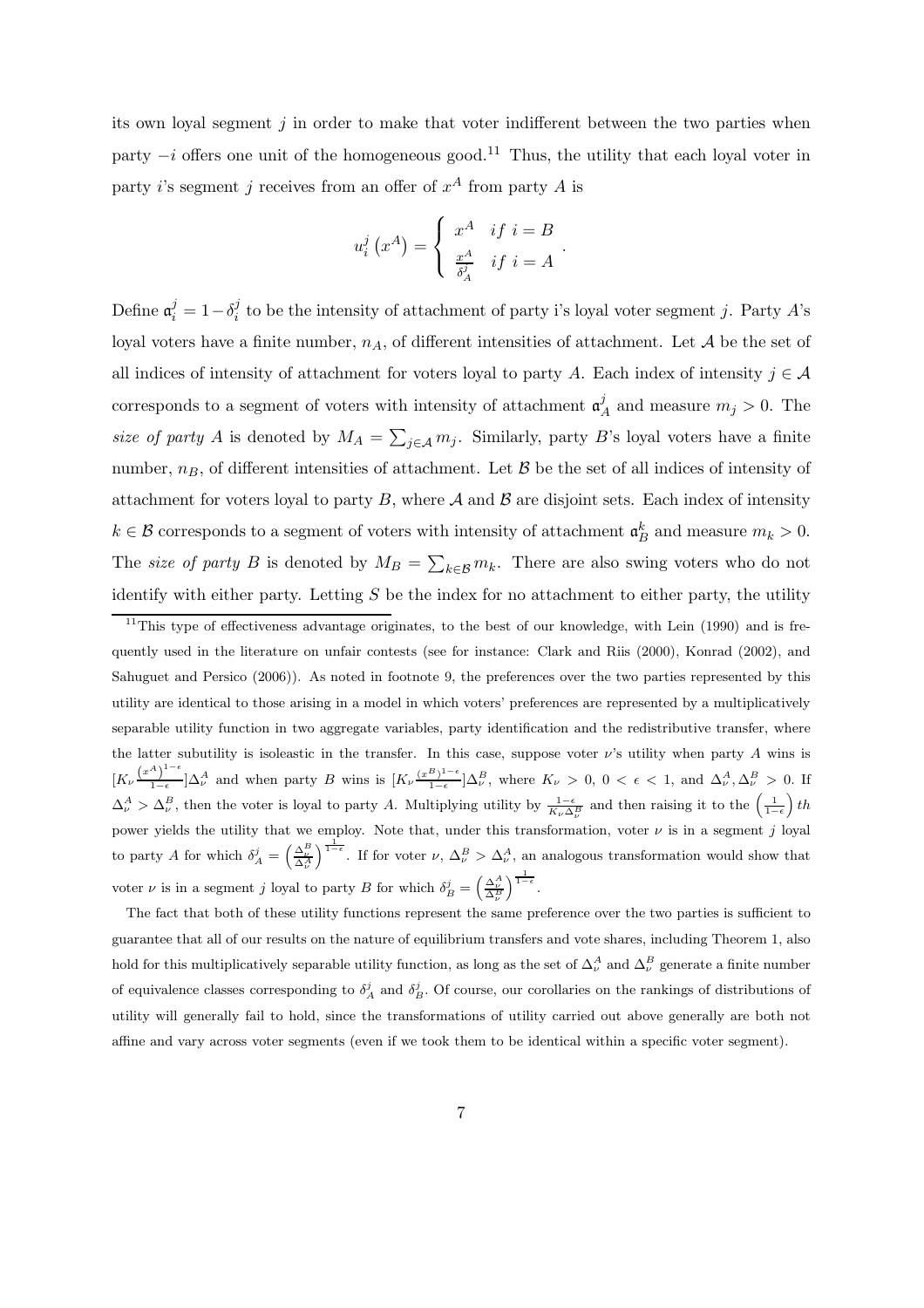its own loyal segment $j$ in order to make that voter indifferent between the two parties when party $-i$ offers one unit of the homogeneous good.[11] Thus, the utility that each loyal voter in party $i$'s segment $j$ receives from an offer of $x^A$ from party $A$ is

$$u_i^j\left(x^A\right) = \begin{cases} x^A & if\ i = B \\ \frac{x^A}{\delta_A^j} & if\ i = A \end{cases}.$$

Define $\mathfrak{a}_i^j = 1 - \delta_i^j$ to be the intensity of attachment of party i's loyal voter segment $j$. Party $A$'s loyal voters have a finite number, $n_A$, of different intensities of attachment. Let $\mathcal{A}$ be the set of all indices of intensity of attachment for voters loyal to party $A$. Each index of intensity $j \in \mathcal{A}$ corresponds to a segment of voters with intensity of attachment $\mathfrak{a}_A^j$ and measure $m_j > 0$. The *size of party A* is denoted by $M_A = \sum_{j\in\mathcal{A}} m_j$. Similarly, party $B$'s loyal voters have a finite number, $n_B$, of different intensities of attachment. Let $\mathcal{B}$ be the set of all indices of intensity of attachment for voters loyal to party $B$, where $\mathcal{A}$ and $\mathcal{B}$ are disjoint sets. Each index of intensity $k \in \mathcal{B}$ corresponds to a segment of voters with intensity of attachment $\mathfrak{a}_B^k$ and measure $m_k > 0$. The *size of party B* is denoted by $M_B = \sum_{k\in\mathcal{B}} m_k$. There are also swing voters who do not identify with either party. Letting $S$ be the index for no attachment to either party, the utility

[11] This type of effectiveness advantage originates, to the best of our knowledge, with Lein (1990) and is frequently used in the literature on unfair contests (see for instance: Clark and Riis (2000), Konrad (2002), and Sahuguet and Persico (2006)). As noted in footnote 9, the preferences over the two parties represented by this utility are identical to those arising in a model in which voters' preferences are represented by a multiplicatively separable utility function in two aggregate variables, party identification and the redistributive transfer, where the latter subutility is isoleastic in the transfer. In this case, suppose voter $\nu$'s utility when party $A$ wins is $[K_\nu \frac{\left(x^A\right)^{1-\epsilon}}{1-\epsilon}]\Delta_\nu^A$ and when party $B$ wins is $[K_\nu \frac{\left(x^B\right)^{1-\epsilon}}{1-\epsilon}]\Delta_\nu^B$, where $K_\nu > 0$, $0 < \epsilon < 1$, and $\Delta_\nu^A, \Delta_\nu^B > 0$. If $\Delta_\nu^A > \Delta_\nu^B$, then the voter is loyal to party $A$. Multiplying utility by $\frac{1-\epsilon}{K_\nu \Delta_\nu^B}$ and then raising it to the $\left(\frac{1}{1-\epsilon}\right) th$ power yields the utility that we employ. Note that, under this transformation, voter $\nu$ is in a segment $j$ loyal to party $A$ for which $\delta_A^j = \left(\frac{\Delta_\nu^B}{\Delta_\nu^A}\right)^{\frac{1}{1-\epsilon}}$. If for voter $\nu$, $\Delta_\nu^B > \Delta_\nu^A$, an analogous transformation would show that voter $\nu$ is in a segment $j$ loyal to party $B$ for which $\delta_B^j = \left(\frac{\Delta_\nu^A}{\Delta_\nu^B}\right)^{\frac{1}{1-\epsilon}}$.

The fact that both of these utility functions represent the same preference over the two parties is sufficient to guarantee that all of our results on the nature of equilibrium transfers and vote shares, including Theorem 1, also hold for this multiplicatively separable utility function, as long as the set of $\Delta_\nu^A$ and $\Delta_\nu^B$ generate a finite number of equivalence classes corresponding to $\delta_A^j$ and $\delta_B^j$. Of course, our corollaries on the rankings of distributions of utility will generally fail to hold, since the transformations of utility carried out above generally are both not affine and vary across voter segments (even if we took them to be identical within a specific voter segment).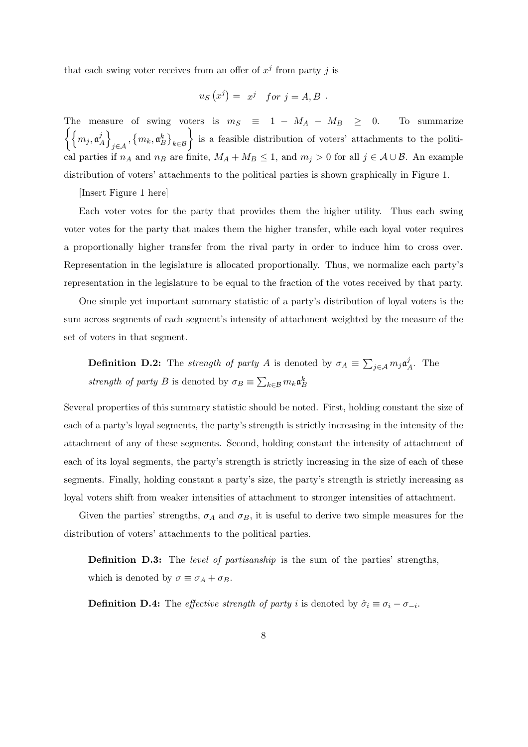that each swing voter receives from an offer of $x^j$ from party $j$ is

$$u_S\left(x^j\right) = \; x^j \quad for \; j = A, B \; .$$

The measure of swing voters is $m_S \;\equiv\; 1 - M_A - M_B \;\geq\; 0$. To summarize $\left\{\left\{m_j, \mathfrak{a}_A^j\right\}_{j\in\mathcal{A}}, \left\{m_k, \mathfrak{a}_B^k\right\}_{k\in\mathcal{B}}\right\}$ is a feasible distribution of voters' attachments to the political parties if $n_A$ and $n_B$ are finite, $M_A + M_B \leq 1$, and $m_j > 0$ for all $j \in \mathcal{A} \cup \mathcal{B}$. An example distribution of voters' attachments to the political parties is shown graphically in Figure 1.

[Insert Figure 1 here]

Each voter votes for the party that provides them the higher utility. Thus each swing voter votes for the party that makes them the higher transfer, while each loyal voter requires a proportionally higher transfer from the rival party in order to induce him to cross over. Representation in the legislature is allocated proportionally. Thus, we normalize each party's representation in the legislature to be equal to the fraction of the votes received by that party.

One simple yet important summary statistic of a party's distribution of loyal voters is the sum across segments of each segment's intensity of attachment weighted by the measure of the set of voters in that segment.

**Definition D.2:** The *strength of party A* is denoted by $\sigma_A \equiv \sum_{j\in\mathcal{A}} m_j \mathfrak{a}_A^j$. The *strength of party B* is denoted by $\sigma_B \equiv \sum_{k\in\mathcal{B}} m_k \mathfrak{a}_B^k$

Several properties of this summary statistic should be noted. First, holding constant the size of each of a party's loyal segments, the party's strength is strictly increasing in the intensity of the attachment of any of these segments. Second, holding constant the intensity of attachment of each of its loyal segments, the party's strength is strictly increasing in the size of each of these segments. Finally, holding constant a party's size, the party's strength is strictly increasing as loyal voters shift from weaker intensities of attachment to stronger intensities of attachment.

Given the parties' strengths, $\sigma_A$ and $\sigma_B$, it is useful to derive two simple measures for the distribution of voters' attachments to the political parties.

**Definition D.3:** The *level of partisanship* is the sum of the parties' strengths, which is denoted by $\sigma \equiv \sigma_A + \sigma_B$.

**Definition D.4:** The *effective strength of party i* is denoted by $\hat{\sigma}_i \equiv \sigma_i - \sigma_{-i}$.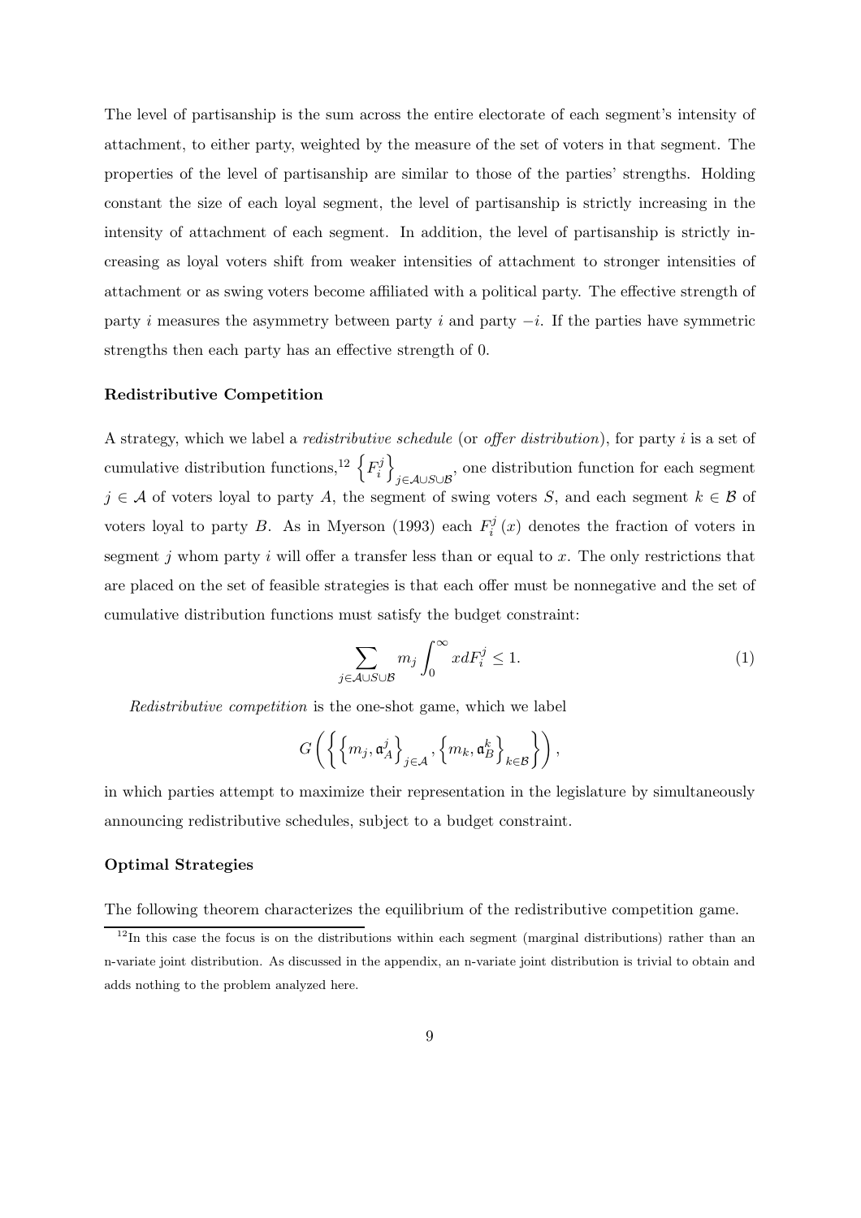The level of partisanship is the sum across the entire electorate of each segment's intensity of attachment, to either party, weighted by the measure of the set of voters in that segment. The properties of the level of partisanship are similar to those of the parties' strengths. Holding constant the size of each loyal segment, the level of partisanship is strictly increasing in the intensity of attachment of each segment. In addition, the level of partisanship is strictly increasing as loyal voters shift from weaker intensities of attachment to stronger intensities of attachment or as swing voters become affiliated with a political party. The effective strength of party $i$ measures the asymmetry between party $i$ and party $-i$. If the parties have symmetric strengths then each party has an effective strength of 0.

### Redistributive Competition

A strategy, which we label a *redistributive schedule* (or *offer distribution*), for party $i$ is a set of cumulative distribution functions,[12] $\left\{F_i^j\right\}_{j \in \mathcal{A} \cup S \cup \mathcal{B}}$, one distribution function for each segment $j \in \mathcal{A}$ of voters loyal to party $A$, the segment of swing voters $S$, and each segment $k \in \mathcal{B}$ of voters loyal to party $B$. As in Myerson (1993) each $F_i^j(x)$ denotes the fraction of voters in segment $j$ whom party $i$ will offer a transfer less than or equal to $x$. The only restrictions that are placed on the set of feasible strategies is that each offer must be nonnegative and the set of cumulative distribution functions must satisfy the budget constraint:

$$\sum_{j \in \mathcal{A} \cup S \cup \mathcal{B}} m_j \int_0^\infty x dF_i^j \leq 1. \tag{1}$$

*Redistributive competition* is the one-shot game, which we label

$$G\left(\left\{\left\{m_j, \mathfrak{a}_A^j\right\}_{j \in \mathcal{A}}, \left\{m_k, \mathfrak{a}_B^k\right\}_{k \in \mathcal{B}}\right\}\right),$$

in which parties attempt to maximize their representation in the legislature by simultaneously announcing redistributive schedules, subject to a budget constraint.

### Optimal Strategies

The following theorem characterizes the equilibrium of the redistributive competition game.

[12] In this case the focus is on the distributions within each segment (marginal distributions) rather than an n-variate joint distribution. As discussed in the appendix, an n-variate joint distribution is trivial to obtain and adds nothing to the problem analyzed here.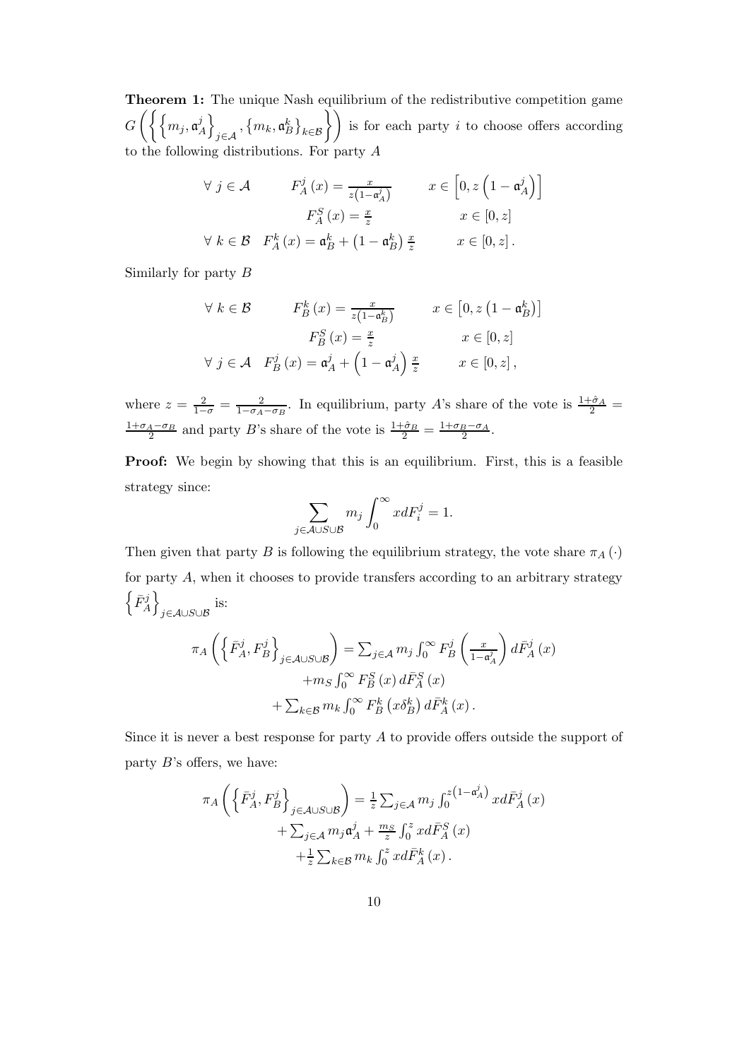**Theorem 1:** The unique Nash equilibrium of the redistributive competition game $G\left(\left\{\left\{m_j, \mathfrak{a}_A^j\right\}_{j\in\mathcal{A}}, \left\{m_k, \mathfrak{a}_B^k\right\}_{k\in\mathcal{B}}\right\}\right)$ is for each party $i$ to choose offers according to the following distributions. For party $A$

$$
\begin{aligned}
\forall\ j \in \mathcal{A} \qquad & F_A^j(x) = \frac{x}{z\left(1-\mathfrak{a}_A^j\right)} \qquad & x \in \left[0, z\left(1-\mathfrak{a}_A^j\right)\right] \\
& F_A^S(x) = \frac{x}{z} & x \in [0, z] \\
\forall\ k \in \mathcal{B} \quad & F_A^k(x) = \mathfrak{a}_B^k + \left(1-\mathfrak{a}_B^k\right)\frac{x}{z} & x \in [0, z].
\end{aligned}
$$

Similarly for party $B$

$$
\begin{aligned}
\forall\ k \in \mathcal{B} \qquad & F_B^k(x) = \frac{x}{z\left(1-\mathfrak{a}_B^k\right)} \qquad & x \in \left[0, z\left(1-\mathfrak{a}_B^k\right)\right] \\
& F_B^S(x) = \frac{x}{z} & x \in [0, z] \\
\forall\ j \in \mathcal{A} \quad & F_B^j(x) = \mathfrak{a}_A^j + \left(1-\mathfrak{a}_A^j\right)\frac{x}{z} & x \in [0, z],
\end{aligned}
$$

where $z = \frac{2}{1-\sigma} = \frac{2}{1-\sigma_A-\sigma_B}$. In equilibrium, party $A$'s share of the vote is $\frac{1+\hat{\sigma}_A}{2} = \frac{1+\sigma_A-\sigma_B}{2}$ and party $B$'s share of the vote is $\frac{1+\hat{\sigma}_B}{2} = \frac{1+\sigma_B-\sigma_A}{2}$.

**Proof:** We begin by showing that this is an equilibrium. First, this is a feasible strategy since:

$$
\sum_{j\in\mathcal{A}\cup S\cup\mathcal{B}} m_j \int_0^\infty x dF_i^j = 1.
$$

Then given that party $B$ is following the equilibrium strategy, the vote share $\pi_A(\cdot)$ for party $A$, when it chooses to provide transfers according to an arbitrary strategy $\left\{\bar{F}_A^j\right\}_{j\in\mathcal{A}\cup S\cup\mathcal{B}}$ is:

$$
\begin{aligned}
\pi_A\left(\left\{\bar{F}_A^j, F_B^j\right\}_{j\in\mathcal{A}\cup S\cup\mathcal{B}}\right) = & \sum_{j\in\mathcal{A}} m_j \int_0^\infty F_B^j\left(\frac{x}{1-\mathfrak{a}_A^j}\right) d\bar{F}_A^j(x) \\
& + m_S \int_0^\infty F_B^S(x)\, d\bar{F}_A^S(x) \\
& + \sum_{k\in\mathcal{B}} m_k \int_0^\infty F_B^k\left(x\delta_B^k\right) d\bar{F}_A^k(x).
\end{aligned}
$$

Since it is never a best response for party $A$ to provide offers outside the support of party $B$'s offers, we have:

$$
\begin{aligned}
\pi_A\left(\left\{\bar{F}_A^j, F_B^j\right\}_{j\in\mathcal{A}\cup S\cup\mathcal{B}}\right) = & \frac{1}{z}\sum_{j\in\mathcal{A}} m_j \int_0^{z\left(1-\mathfrak{a}_A^j\right)} x d\bar{F}_A^j(x) \\
& + \sum_{j\in\mathcal{A}} m_j \mathfrak{a}_A^j + \frac{m_S}{z}\int_0^z x d\bar{F}_A^S(x) \\
& + \frac{1}{z}\sum_{k\in\mathcal{B}} m_k \int_0^z x d\bar{F}_A^k(x).
\end{aligned}
$$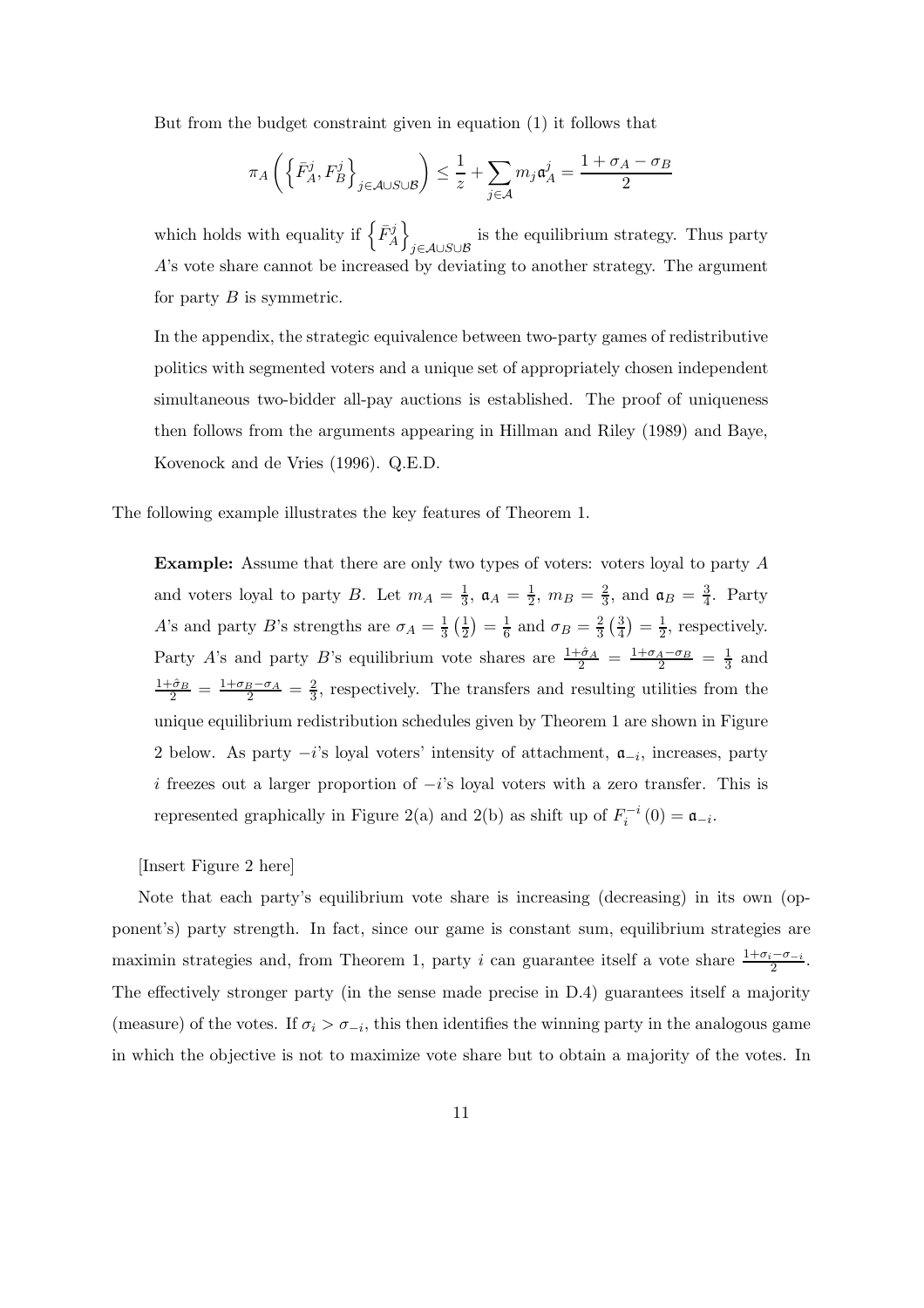But from the budget constraint given in equation (1) it follows that

$$\pi_A\left(\left\{\bar{F}_A^j, F_B^j\right\}_{j\in\mathcal{A}\cup\mathcal{S}\cup\mathcal{B}}\right) \leq \frac{1}{z} + \sum_{j\in\mathcal{A}} m_j \mathfrak{a}_A^j = \frac{1+\sigma_A-\sigma_B}{2}$$

which holds with equality if $\left\{\bar{F}_A^j\right\}_{j\in\mathcal{A}\cup\mathcal{S}\cup\mathcal{B}}$ is the equilibrium strategy. Thus party $A$'s vote share cannot be increased by deviating to another strategy. The argument for party $B$ is symmetric.

In the appendix, the strategic equivalence between two-party games of redistributive politics with segmented voters and a unique set of appropriately chosen independent simultaneous two-bidder all-pay auctions is established. The proof of uniqueness then follows from the arguments appearing in Hillman and Riley (1989) and Baye, Kovenock and de Vries (1996). Q.E.D.

The following example illustrates the key features of Theorem 1.

**Example:** Assume that there are only two types of voters: voters loyal to party $A$ and voters loyal to party $B$. Let $m_A = \frac{1}{3}$, $\mathfrak{a}_A = \frac{1}{2}$, $m_B = \frac{2}{3}$, and $\mathfrak{a}_B = \frac{3}{4}$. Party $A$'s and party $B$'s strengths are $\sigma_A = \frac{1}{3}\left(\frac{1}{2}\right) = \frac{1}{6}$ and $\sigma_B = \frac{2}{3}\left(\frac{3}{4}\right) = \frac{1}{2}$, respectively. Party $A$'s and party $B$'s equilibrium vote shares are $\frac{1+\hat{\sigma}_A}{2} = \frac{1+\sigma_A-\sigma_B}{2} = \frac{1}{3}$ and $\frac{1+\hat{\sigma}_B}{2} = \frac{1+\sigma_B-\sigma_A}{2} = \frac{2}{3}$, respectively. The transfers and resulting utilities from the unique equilibrium redistribution schedules given by Theorem 1 are shown in Figure 2 below. As party $-i$'s loyal voters' intensity of attachment, $\mathfrak{a}_{-i}$, increases, party $i$ freezes out a larger proportion of $-i$'s loyal voters with a zero transfer. This is represented graphically in Figure 2(a) and 2(b) as shift up of $F_i^{-i}(0) = \mathfrak{a}_{-i}$.

[Insert Figure 2 here]

Note that each party's equilibrium vote share is increasing (decreasing) in its own (opponent's) party strength. In fact, since our game is constant sum, equilibrium strategies are maximin strategies and, from Theorem 1, party $i$ can guarantee itself a vote share $\frac{1+\sigma_i-\sigma_{-i}}{2}$. The effectively stronger party (in the sense made precise in D.4) guarantees itself a majority (measure) of the votes. If $\sigma_i > \sigma_{-i}$, this then identifies the winning party in the analogous game in which the objective is not to maximize vote share but to obtain a majority of the votes. In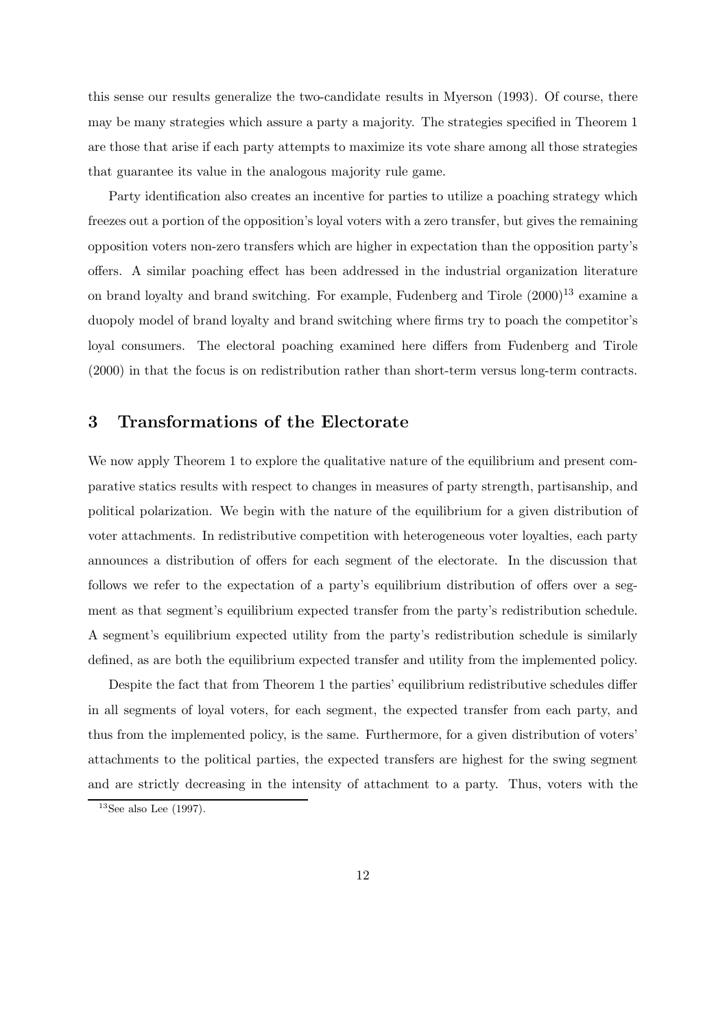this sense our results generalize the two-candidate results in Myerson (1993). Of course, there may be many strategies which assure a party a majority. The strategies specified in Theorem 1 are those that arise if each party attempts to maximize its vote share among all those strategies that guarantee its value in the analogous majority rule game.

Party identification also creates an incentive for parties to utilize a poaching strategy which freezes out a portion of the opposition's loyal voters with a zero transfer, but gives the remaining opposition voters non-zero transfers which are higher in expectation than the opposition party's offers. A similar poaching effect has been addressed in the industrial organization literature on brand loyalty and brand switching. For example, Fudenberg and Tirole (2000)[13] examine a duopoly model of brand loyalty and brand switching where firms try to poach the competitor's loyal consumers. The electoral poaching examined here differs from Fudenberg and Tirole (2000) in that the focus is on redistribution rather than short-term versus long-term contracts.

## 3 Transformations of the Electorate

We now apply Theorem 1 to explore the qualitative nature of the equilibrium and present comparative statics results with respect to changes in measures of party strength, partisanship, and political polarization. We begin with the nature of the equilibrium for a given distribution of voter attachments. In redistributive competition with heterogeneous voter loyalties, each party announces a distribution of offers for each segment of the electorate. In the discussion that follows we refer to the expectation of a party's equilibrium distribution of offers over a segment as that segment's equilibrium expected transfer from the party's redistribution schedule. A segment's equilibrium expected utility from the party's redistribution schedule is similarly defined, as are both the equilibrium expected transfer and utility from the implemented policy.

Despite the fact that from Theorem 1 the parties' equilibrium redistributive schedules differ in all segments of loyal voters, for each segment, the expected transfer from each party, and thus from the implemented policy, is the same. Furthermore, for a given distribution of voters' attachments to the political parties, the expected transfers are highest for the swing segment and are strictly decreasing in the intensity of attachment to a party. Thus, voters with the

[13] See also Lee (1997).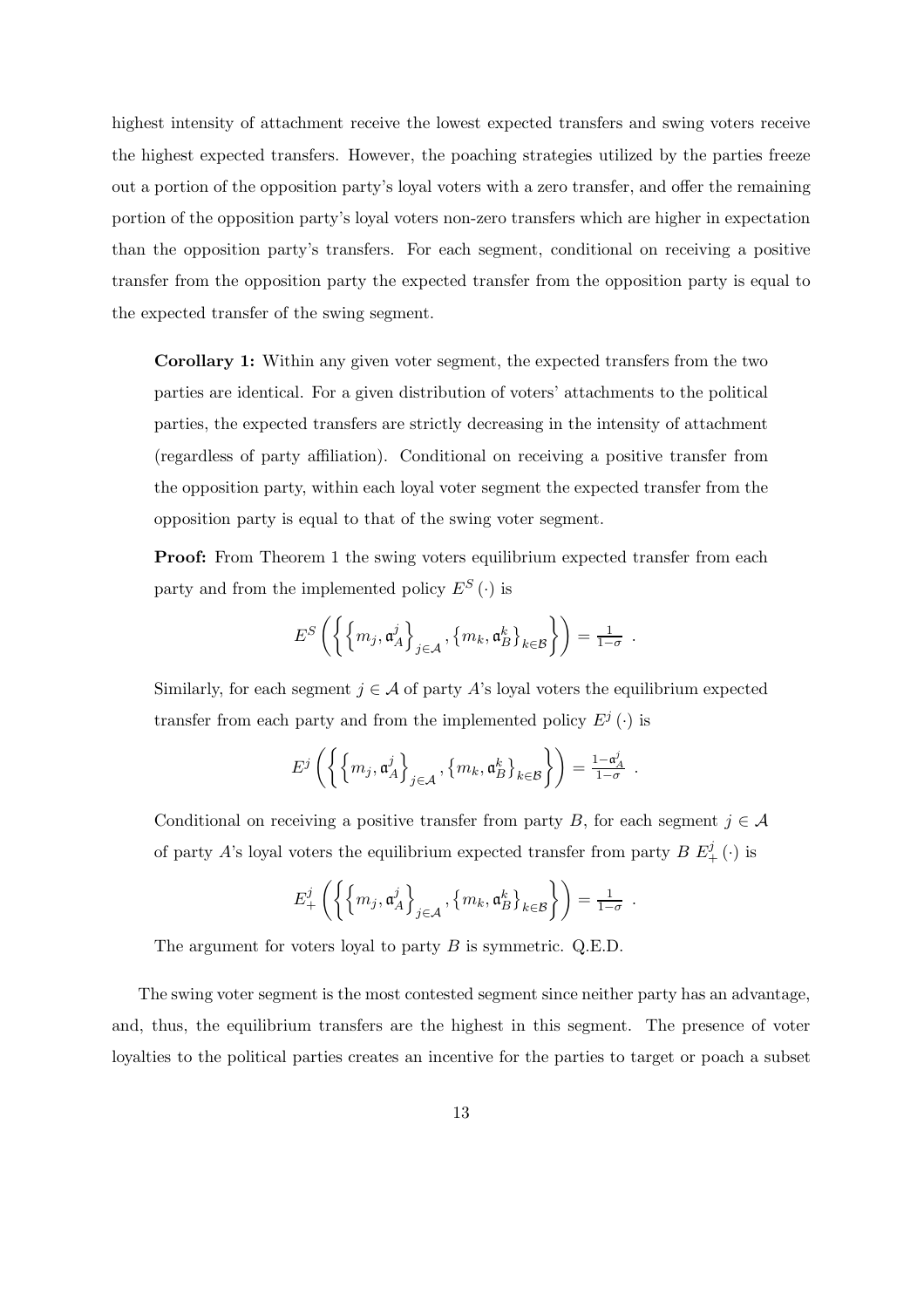highest intensity of attachment receive the lowest expected transfers and swing voters receive the highest expected transfers. However, the poaching strategies utilized by the parties freeze out a portion of the opposition party's loyal voters with a zero transfer, and offer the remaining portion of the opposition party's loyal voters non-zero transfers which are higher in expectation than the opposition party's transfers. For each segment, conditional on receiving a positive transfer from the opposition party the expected transfer from the opposition party is equal to the expected transfer of the swing segment.

> **Corollary 1:** Within any given voter segment, the expected transfers from the two parties are identical. For a given distribution of voters' attachments to the political parties, the expected transfers are strictly decreasing in the intensity of attachment (regardless of party affiliation). Conditional on receiving a positive transfer from the opposition party, within each loyal voter segment the expected transfer from the opposition party is equal to that of the swing voter segment.
>
> **Proof:** From Theorem 1 the swing voters equilibrium expected transfer from each party and from the implemented policy $E^S(\cdot)$ is
>
> $$E^S\left(\left\{\left\{m_j, \mathfrak{a}_A^j\right\}_{j\in\mathcal{A}}, \left\{m_k, \mathfrak{a}_B^k\right\}_{k\in\mathcal{B}}\right\}\right) = \tfrac{1}{1-\sigma} \ .$$
>
> Similarly, for each segment $j \in \mathcal{A}$ of party $A$'s loyal voters the equilibrium expected transfer from each party and from the implemented policy $E^j(\cdot)$ is
>
> $$E^j\left(\left\{\left\{m_j, \mathfrak{a}_A^j\right\}_{j\in\mathcal{A}}, \left\{m_k, \mathfrak{a}_B^k\right\}_{k\in\mathcal{B}}\right\}\right) = \tfrac{1-\mathfrak{a}_A^j}{1-\sigma} \ .$$
>
> Conditional on receiving a positive transfer from party $B$, for each segment $j \in \mathcal{A}$ of party $A$'s loyal voters the equilibrium expected transfer from party $B$ $E_+^j(\cdot)$ is
>
> $$E_+^j\left(\left\{\left\{m_j, \mathfrak{a}_A^j\right\}_{j\in\mathcal{A}}, \left\{m_k, \mathfrak{a}_B^k\right\}_{k\in\mathcal{B}}\right\}\right) = \tfrac{1}{1-\sigma} \ .$$
>
> The argument for voters loyal to party $B$ is symmetric. Q.E.D.

The swing voter segment is the most contested segment since neither party has an advantage, and, thus, the equilibrium transfers are the highest in this segment. The presence of voter loyalties to the political parties creates an incentive for the parties to target or poach a subset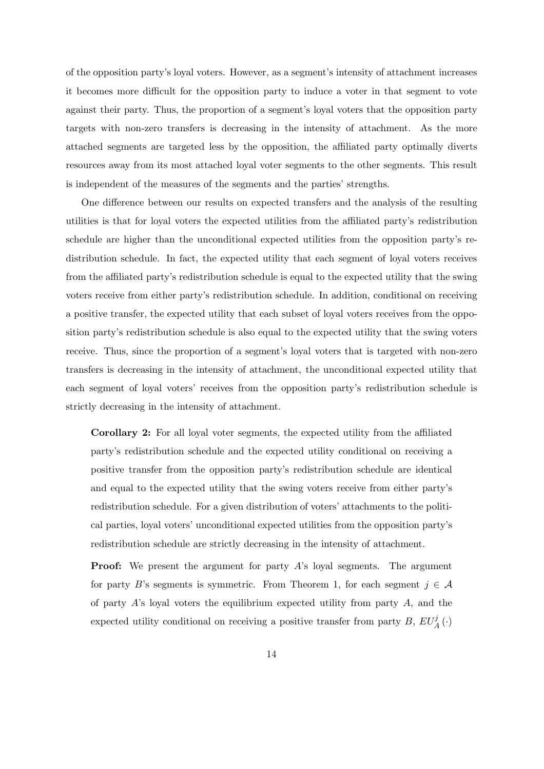of the opposition party's loyal voters. However, as a segment's intensity of attachment increases it becomes more difficult for the opposition party to induce a voter in that segment to vote against their party. Thus, the proportion of a segment's loyal voters that the opposition party targets with non-zero transfers is decreasing in the intensity of attachment. As the more attached segments are targeted less by the opposition, the affiliated party optimally diverts resources away from its most attached loyal voter segments to the other segments. This result is independent of the measures of the segments and the parties' strengths.

One difference between our results on expected transfers and the analysis of the resulting utilities is that for loyal voters the expected utilities from the affiliated party's redistribution schedule are higher than the unconditional expected utilities from the opposition party's redistribution schedule. In fact, the expected utility that each segment of loyal voters receives from the affiliated party's redistribution schedule is equal to the expected utility that the swing voters receive from either party's redistribution schedule. In addition, conditional on receiving a positive transfer, the expected utility that each subset of loyal voters receives from the opposition party's redistribution schedule is also equal to the expected utility that the swing voters receive. Thus, since the proportion of a segment's loyal voters that is targeted with non-zero transfers is decreasing in the intensity of attachment, the unconditional expected utility that each segment of loyal voters' receives from the opposition party's redistribution schedule is strictly decreasing in the intensity of attachment.

**Corollary 2:** For all loyal voter segments, the expected utility from the affiliated party's redistribution schedule and the expected utility conditional on receiving a positive transfer from the opposition party's redistribution schedule are identical and equal to the expected utility that the swing voters receive from either party's redistribution schedule. For a given distribution of voters' attachments to the political parties, loyal voters' unconditional expected utilities from the opposition party's redistribution schedule are strictly decreasing in the intensity of attachment.

**Proof:** We present the argument for party $A$'s loyal segments. The argument for party $B$'s segments is symmetric. From Theorem 1, for each segment $j \in \mathcal{A}$ of party $A$'s loyal voters the equilibrium expected utility from party $A$, and the expected utility conditional on receiving a positive transfer from party $B$, $EU_A^j(\cdot)$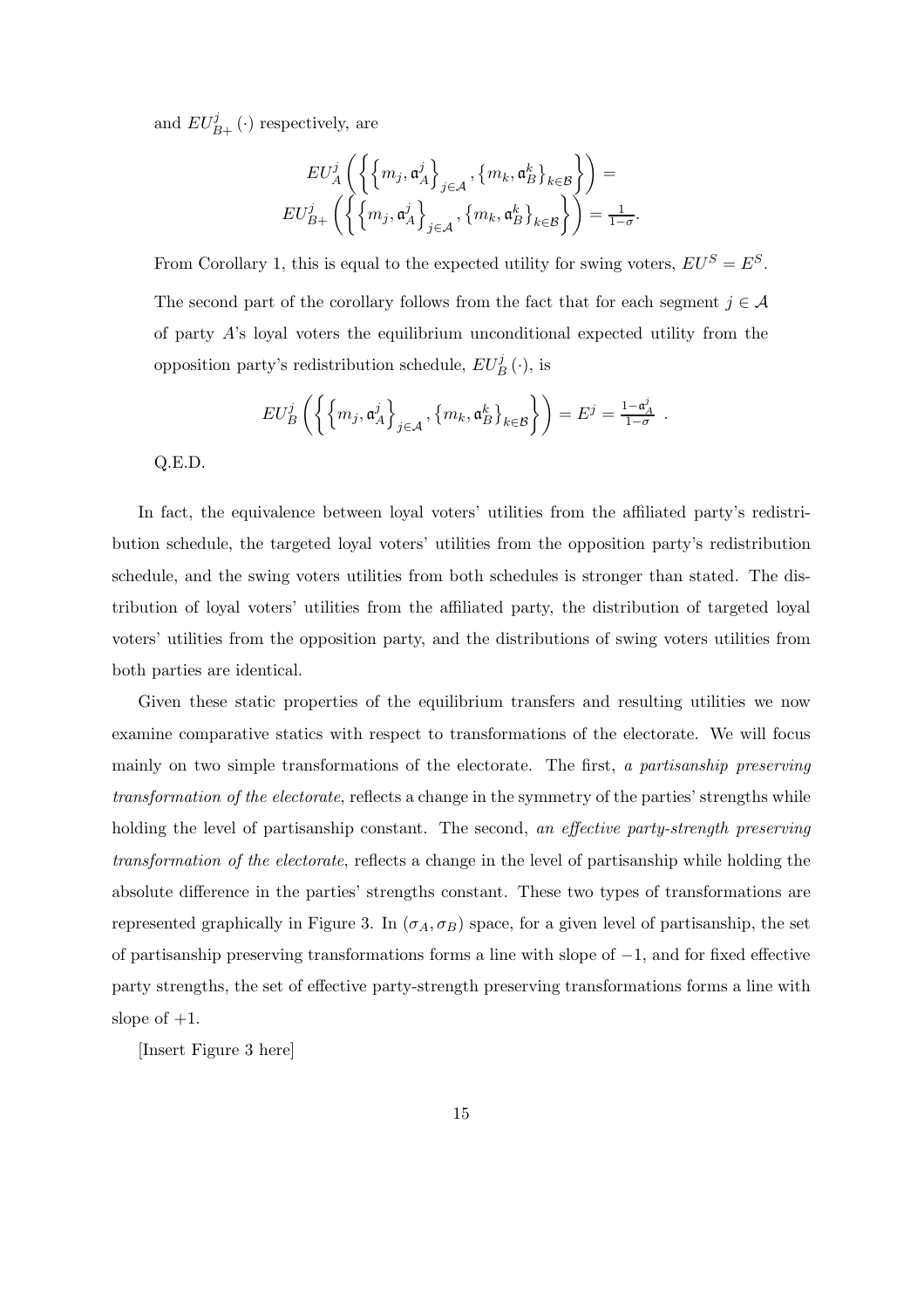and $EU^j_{B+}(\cdot)$ respectively, are

$$EU^j_A\left(\left\{\left\{m_j, \mathfrak{a}^j_A\right\}_{j\in\mathcal{A}}, \left\{m_k, \mathfrak{a}^k_B\right\}_{k\in\mathcal{B}}\right\}\right) =$$
$$EU^j_{B+}\left(\left\{\left\{m_j, \mathfrak{a}^j_A\right\}_{j\in\mathcal{A}}, \left\{m_k, \mathfrak{a}^k_B\right\}_{k\in\mathcal{B}}\right\}\right) = \tfrac{1}{1-\sigma}.$$

From Corollary 1, this is equal to the expected utility for swing voters, $EU^S = E^S$.

The second part of the corollary follows from the fact that for each segment $j \in \mathcal{A}$ of party $A$'s loyal voters the equilibrium unconditional expected utility from the opposition party's redistribution schedule, $EU^j_B(\cdot)$, is

$$EU^j_B\left(\left\{\left\{m_j, \mathfrak{a}^j_A\right\}_{j\in\mathcal{A}}, \left\{m_k, \mathfrak{a}^k_B\right\}_{k\in\mathcal{B}}\right\}\right) = E^j = \tfrac{1-\mathfrak{a}^j_A}{1-\sigma} \ .$$

Q.E.D.

In fact, the equivalence between loyal voters' utilities from the affiliated party's redistribution schedule, the targeted loyal voters' utilities from the opposition party's redistribution schedule, and the swing voters utilities from both schedules is stronger than stated. The distribution of loyal voters' utilities from the affiliated party, the distribution of targeted loyal voters' utilities from the opposition party, and the distributions of swing voters utilities from both parties are identical.

Given these static properties of the equilibrium transfers and resulting utilities we now examine comparative statics with respect to transformations of the electorate. We will focus mainly on two simple transformations of the electorate. The first, *a partisanship preserving transformation of the electorate*, reflects a change in the symmetry of the parties' strengths while holding the level of partisanship constant. The second, *an effective party-strength preserving transformation of the electorate*, reflects a change in the level of partisanship while holding the absolute difference in the parties' strengths constant. These two types of transformations are represented graphically in Figure 3. In $(\sigma_A, \sigma_B)$ space, for a given level of partisanship, the set of partisanship preserving transformations forms a line with slope of $-1$, and for fixed effective party strengths, the set of effective party-strength preserving transformations forms a line with slope of $+1$.

[Insert Figure 3 here]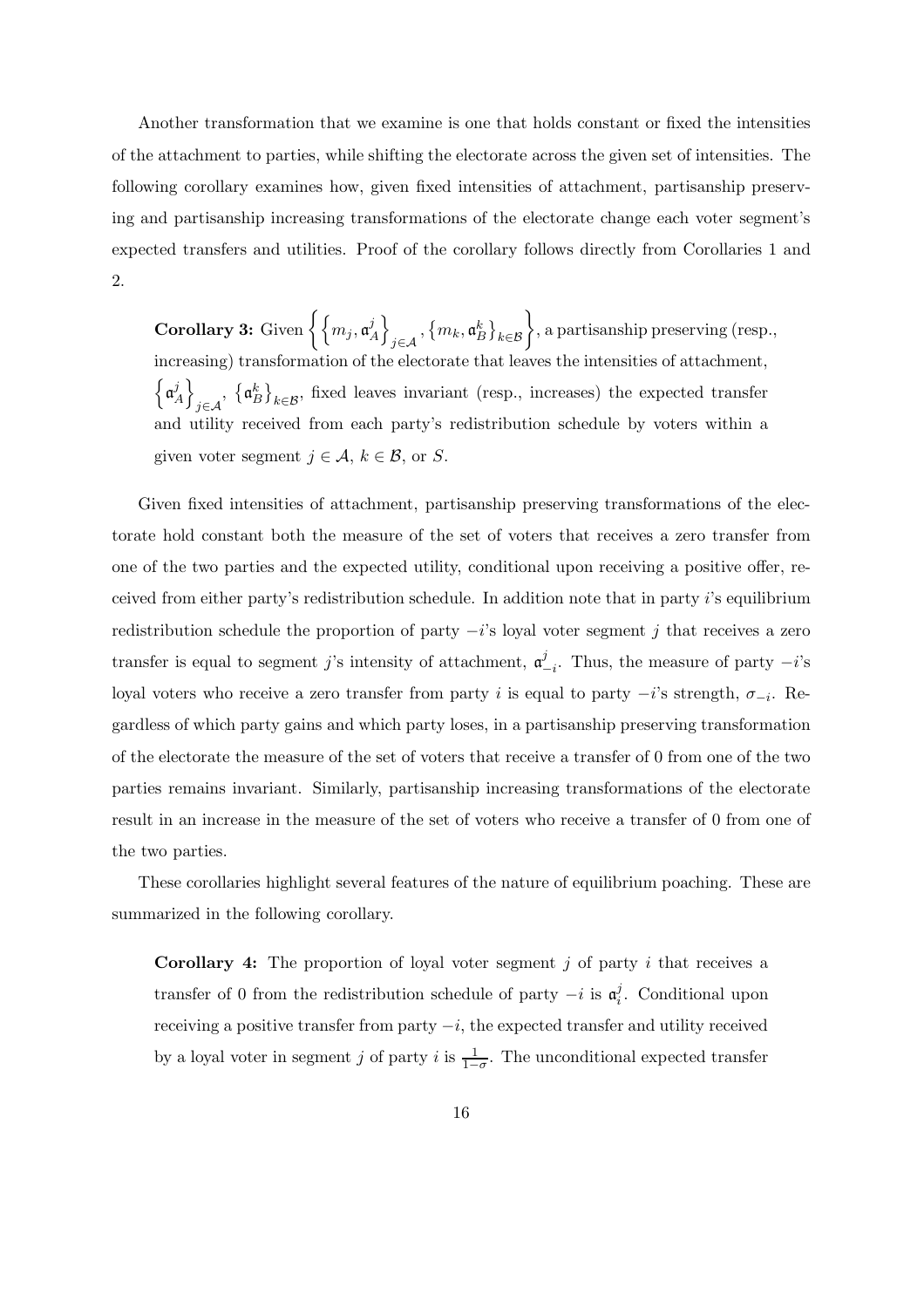Another transformation that we examine is one that holds constant or fixed the intensities of the attachment to parties, while shifting the electorate across the given set of intensities. The following corollary examines how, given fixed intensities of attachment, partisanship preserving and partisanship increasing transformations of the electorate change each voter segment's expected transfers and utilities. Proof of the corollary follows directly from Corollaries 1 and 2.

> **Corollary 3:** Given $\left\{ \left\{ m_j, \mathfrak{a}_A^j \right\}_{j \in \mathcal{A}}, \left\{ m_k, \mathfrak{a}_B^k \right\}_{k \in \mathcal{B}} \right\}$, a partisanship preserving (resp., increasing) transformation of the electorate that leaves the intensities of attachment, $\left\{ \mathfrak{a}_A^j \right\}_{j \in \mathcal{A}}$, $\left\{ \mathfrak{a}_B^k \right\}_{k \in \mathcal{B}}$, fixed leaves invariant (resp., increases) the expected transfer and utility received from each party's redistribution schedule by voters within a given voter segment $j \in \mathcal{A}$, $k \in \mathcal{B}$, or $S$.

Given fixed intensities of attachment, partisanship preserving transformations of the electorate hold constant both the measure of the set of voters that receives a zero transfer from one of the two parties and the expected utility, conditional upon receiving a positive offer, received from either party's redistribution schedule. In addition note that in party $i$'s equilibrium redistribution schedule the proportion of party $-i$'s loyal voter segment $j$ that receives a zero transfer is equal to segment $j$'s intensity of attachment, $\mathfrak{a}_{-i}^j$. Thus, the measure of party $-i$'s loyal voters who receive a zero transfer from party $i$ is equal to party $-i$'s strength, $\sigma_{-i}$. Regardless of which party gains and which party loses, in a partisanship preserving transformation of the electorate the measure of the set of voters that receive a transfer of 0 from one of the two parties remains invariant. Similarly, partisanship increasing transformations of the electorate result in an increase in the measure of the set of voters who receive a transfer of 0 from one of the two parties.

These corollaries highlight several features of the nature of equilibrium poaching. These are summarized in the following corollary.

> **Corollary 4:** The proportion of loyal voter segment $j$ of party $i$ that receives a transfer of 0 from the redistribution schedule of party $-i$ is $\mathfrak{a}_i^j$. Conditional upon receiving a positive transfer from party $-i$, the expected transfer and utility received by a loyal voter in segment $j$ of party $i$ is $\frac{1}{1-\sigma}$. The unconditional expected transfer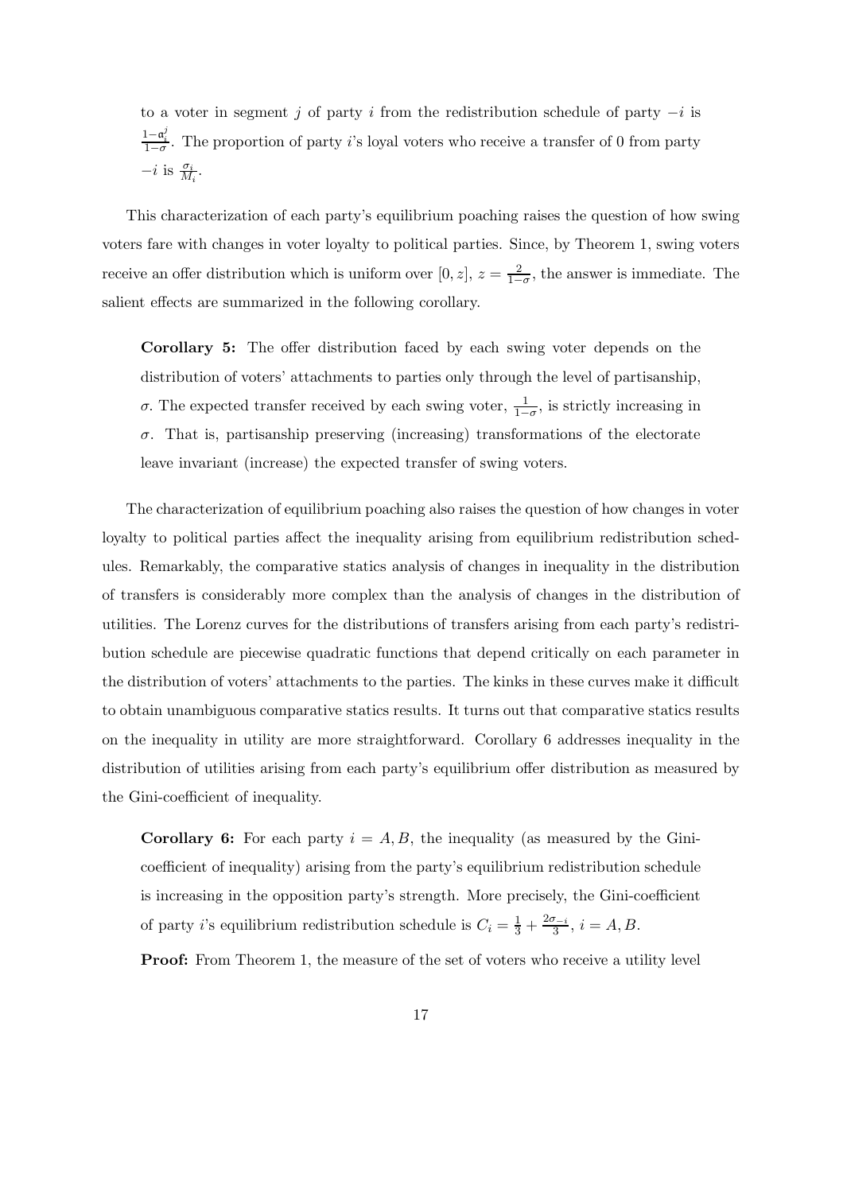to a voter in segment $j$ of party $i$ from the redistribution schedule of party $-i$ is $\frac{1-\alpha_i^j}{1-\sigma}$. The proportion of party $i$'s loyal voters who receive a transfer of 0 from party $-i$ is $\frac{\sigma_i}{M_i}$.

This characterization of each party's equilibrium poaching raises the question of how swing voters fare with changes in voter loyalty to political parties. Since, by Theorem 1, swing voters receive an offer distribution which is uniform over $[0, z]$, $z = \frac{2}{1-\sigma}$, the answer is immediate. The salient effects are summarized in the following corollary.

> **Corollary 5:** The offer distribution faced by each swing voter depends on the distribution of voters' attachments to parties only through the level of partisanship, $\sigma$. The expected transfer received by each swing voter, $\frac{1}{1-\sigma}$, is strictly increasing in $\sigma$. That is, partisanship preserving (increasing) transformations of the electorate leave invariant (increase) the expected transfer of swing voters.

The characterization of equilibrium poaching also raises the question of how changes in voter loyalty to political parties affect the inequality arising from equilibrium redistribution schedules. Remarkably, the comparative statics analysis of changes in inequality in the distribution of transfers is considerably more complex than the analysis of changes in the distribution of utilities. The Lorenz curves for the distributions of transfers arising from each party's redistribution schedule are piecewise quadratic functions that depend critically on each parameter in the distribution of voters' attachments to the parties. The kinks in these curves make it difficult to obtain unambiguous comparative statics results. It turns out that comparative statics results on the inequality in utility are more straightforward. Corollary 6 addresses inequality in the distribution of utilities arising from each party's equilibrium offer distribution as measured by the Gini-coefficient of inequality.

> **Corollary 6:** For each party $i = A, B$, the inequality (as measured by the Gini-coefficient of inequality) arising from the party's equilibrium redistribution schedule is increasing in the opposition party's strength. More precisely, the Gini-coefficient of party $i$'s equilibrium redistribution schedule is $C_i = \frac{1}{3} + \frac{2\sigma_{-i}}{3}$, $i = A, B$.
>
> **Proof:** From Theorem 1, the measure of the set of voters who receive a utility level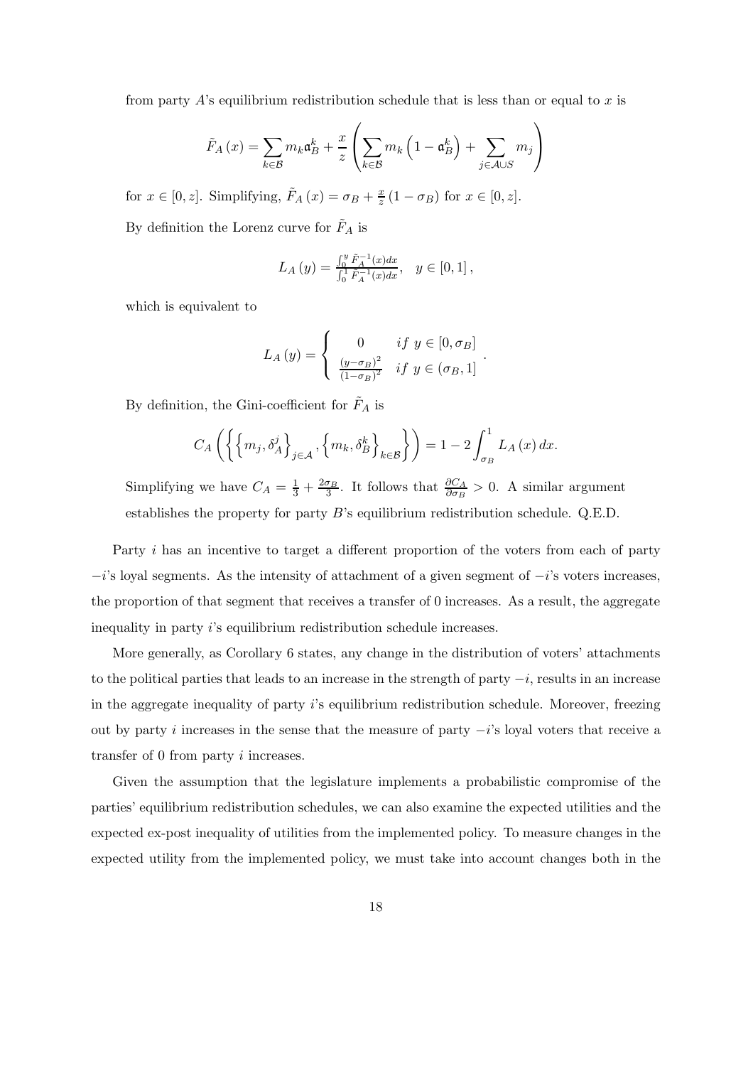from party $A$'s equilibrium redistribution schedule that is less than or equal to $x$ is

$$\tilde{F}_A(x) = \sum_{k \in \mathcal{B}} m_k \mathfrak{a}_B^k + \frac{x}{z} \left( \sum_{k \in \mathcal{B}} m_k \left(1 - \mathfrak{a}_B^k\right) + \sum_{j \in \mathcal{A} \cup S} m_j \right)$$

for $x \in [0, z]$. Simplifying, $\tilde{F}_A(x) = \sigma_B + \frac{x}{z}(1 - \sigma_B)$ for $x \in [0, z]$.

By definition the Lorenz curve for $\tilde{F}_A$ is

$$L_A(y) = \frac{\int_0^y \tilde{F}_A^{-1}(x)dx}{\int_0^1 \tilde{F}_A^{-1}(x)dx}, \quad y \in [0, 1],$$

which is equivalent to

$$L_A(y) = \begin{cases} 0 & if \ y \in [0, \sigma_B] \\ \frac{(y - \sigma_B)^2}{(1 - \sigma_B)^2} & if \ y \in (\sigma_B, 1] \end{cases}.$$

By definition, the Gini-coefficient for $\tilde{F}_A$ is

$$C_A\left(\left\{\left\{m_j, \delta_A^j\right\}_{j \in \mathcal{A}}, \left\{m_k, \delta_B^k\right\}_{k \in \mathcal{B}}\right\}\right) = 1 - 2\int_{\sigma_B}^1 L_A(x)\,dx.$$

Simplifying we have $C_A = \frac{1}{3} + \frac{2\sigma_B}{3}$. It follows that $\frac{\partial C_A}{\partial \sigma_B} > 0$. A similar argument establishes the property for party $B$'s equilibrium redistribution schedule. Q.E.D.

Party $i$ has an incentive to target a different proportion of the voters from each of party $-i$'s loyal segments. As the intensity of attachment of a given segment of $-i$'s voters increases, the proportion of that segment that receives a transfer of 0 increases. As a result, the aggregate inequality in party $i$'s equilibrium redistribution schedule increases.

More generally, as Corollary 6 states, any change in the distribution of voters' attachments to the political parties that leads to an increase in the strength of party $-i$, results in an increase in the aggregate inequality of party $i$'s equilibrium redistribution schedule. Moreover, freezing out by party $i$ increases in the sense that the measure of party $-i$'s loyal voters that receive a transfer of 0 from party $i$ increases.

Given the assumption that the legislature implements a probabilistic compromise of the parties' equilibrium redistribution schedules, we can also examine the expected utilities and the expected ex-post inequality of utilities from the implemented policy. To measure changes in the expected utility from the implemented policy, we must take into account changes both in the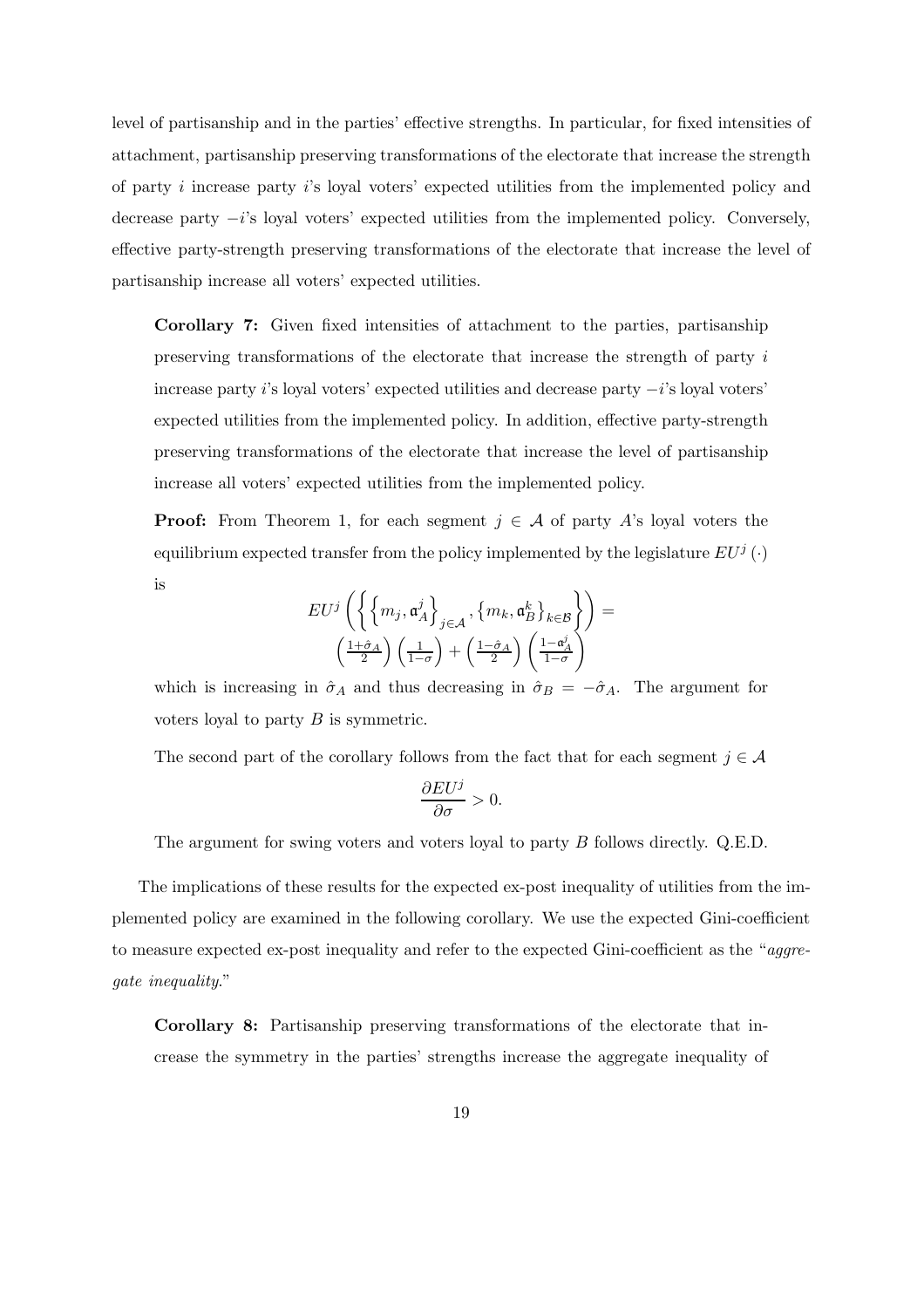level of partisanship and in the parties' effective strengths. In particular, for fixed intensities of attachment, partisanship preserving transformations of the electorate that increase the strength of party $i$ increase party $i$'s loyal voters' expected utilities from the implemented policy and decrease party $-i$'s loyal voters' expected utilities from the implemented policy. Conversely, effective party-strength preserving transformations of the electorate that increase the level of partisanship increase all voters' expected utilities.

**Corollary 7:** Given fixed intensities of attachment to the parties, partisanship preserving transformations of the electorate that increase the strength of party $i$ increase party $i$'s loyal voters' expected utilities and decrease party $-i$'s loyal voters' expected utilities from the implemented policy. In addition, effective party-strength preserving transformations of the electorate that increase the level of partisanship increase all voters' expected utilities from the implemented policy.

**Proof:** From Theorem 1, for each segment $j \in \mathcal{A}$ of party $A$'s loyal voters the equilibrium expected transfer from the policy implemented by the legislature $EU^j(\cdot)$ is

$$EU^j\left(\left\{\left\{m_j, \mathfrak{a}_A^j\right\}_{j\in\mathcal{A}}, \left\{m_k, \mathfrak{a}_B^k\right\}_{k\in\mathcal{B}}\right\}\right) = \left(\frac{1+\hat{\sigma}_A}{2}\right)\left(\frac{1}{1-\sigma}\right) + \left(\frac{1-\hat{\sigma}_A}{2}\right)\left(\frac{1-\mathfrak{a}_A^j}{1-\sigma}\right)$$

which is increasing in $\hat{\sigma}_A$ and thus decreasing in $\hat{\sigma}_B = -\hat{\sigma}_A$. The argument for voters loyal to party $B$ is symmetric.

The second part of the corollary follows from the fact that for each segment $j \in \mathcal{A}$

$$\frac{\partial EU^j}{\partial \sigma} > 0.$$

The argument for swing voters and voters loyal to party $B$ follows directly. Q.E.D.

The implications of these results for the expected ex-post inequality of utilities from the implemented policy are examined in the following corollary. We use the expected Gini-coefficient to measure expected ex-post inequality and refer to the expected Gini-coefficient as the "*aggregate inequality*."

**Corollary 8:** Partisanship preserving transformations of the electorate that increase the symmetry in the parties' strengths increase the aggregate inequality of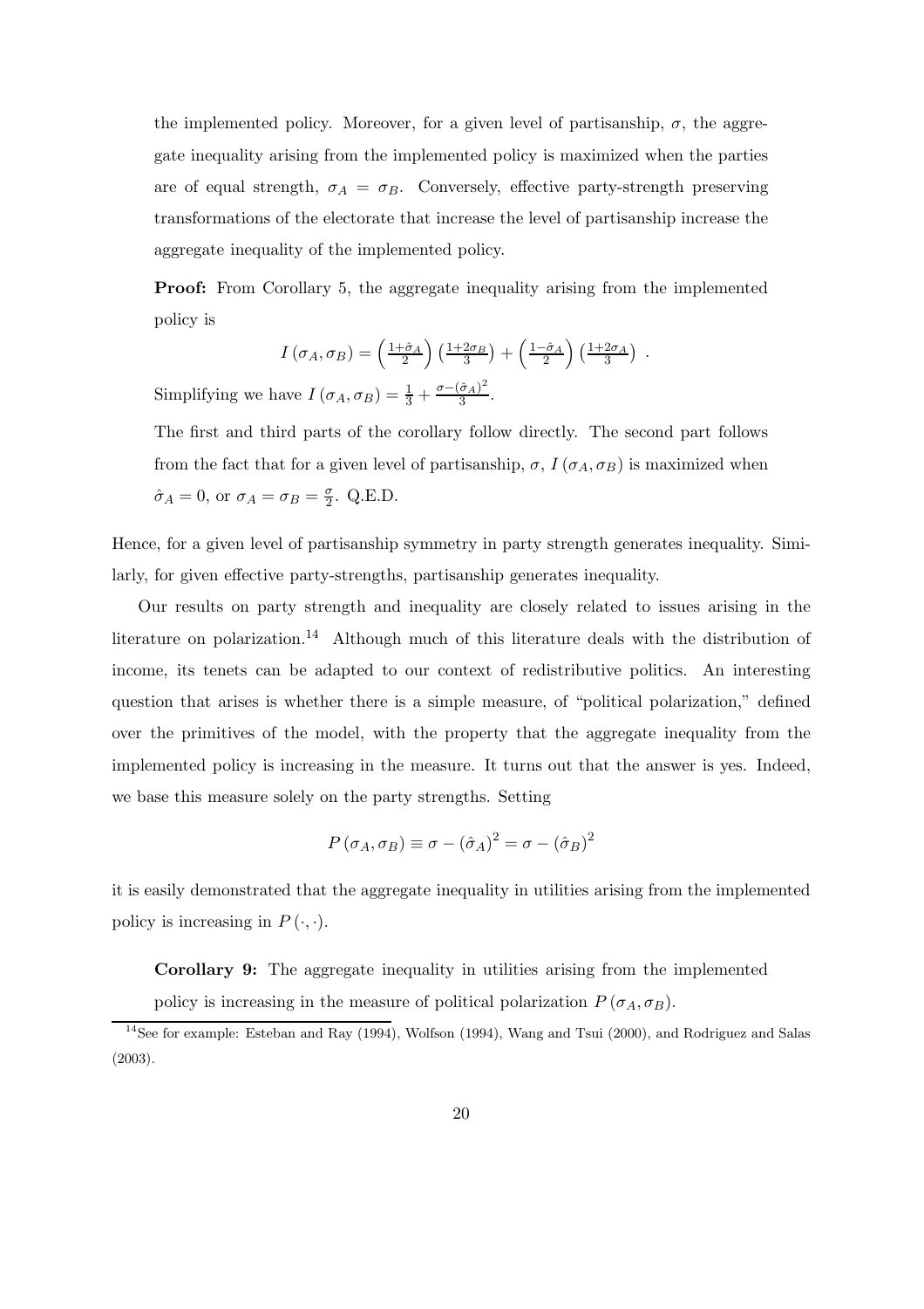the implemented policy. Moreover, for a given level of partisanship, $\sigma$, the aggregate inequality arising from the implemented policy is maximized when the parties are of equal strength, $\sigma_A = \sigma_B$. Conversely, effective party-strength preserving transformations of the electorate that increase the level of partisanship increase the aggregate inequality of the implemented policy.

**Proof:** From Corollary 5, the aggregate inequality arising from the implemented policy is

$$I(\sigma_A, \sigma_B) = \left(\tfrac{1+\hat{\sigma}_A}{2}\right)\left(\tfrac{1+2\sigma_B}{3}\right) + \left(\tfrac{1-\hat{\sigma}_A}{2}\right)\left(\tfrac{1+2\sigma_A}{3}\right) .$$

Simplifying we have $I(\sigma_A, \sigma_B) = \frac{1}{3} + \frac{\sigma - (\hat{\sigma}_A)^2}{3}$.

The first and third parts of the corollary follow directly. The second part follows from the fact that for a given level of partisanship, $\sigma$, $I(\sigma_A, \sigma_B)$ is maximized when $\hat{\sigma}_A = 0$, or $\sigma_A = \sigma_B = \frac{\sigma}{2}$. Q.E.D.

Hence, for a given level of partisanship symmetry in party strength generates inequality. Similarly, for given effective party-strengths, partisanship generates inequality.

Our results on party strength and inequality are closely related to issues arising in the literature on polarization.[14] Although much of this literature deals with the distribution of income, its tenets can be adapted to our context of redistributive politics. An interesting question that arises is whether there is a simple measure, of "political polarization," defined over the primitives of the model, with the property that the aggregate inequality from the implemented policy is increasing in the measure. It turns out that the answer is yes. Indeed, we base this measure solely on the party strengths. Setting

$$P(\sigma_A, \sigma_B) \equiv \sigma - (\hat{\sigma}_A)^2 = \sigma - (\hat{\sigma}_B)^2$$

it is easily demonstrated that the aggregate inequality in utilities arising from the implemented policy is increasing in $P(\cdot, \cdot)$.

**Corollary 9:** The aggregate inequality in utilities arising from the implemented policy is increasing in the measure of political polarization $P(\sigma_A, \sigma_B)$.

[14] See for example: Esteban and Ray (1994), Wolfson (1994), Wang and Tsui (2000), and Rodriguez and Salas (2003).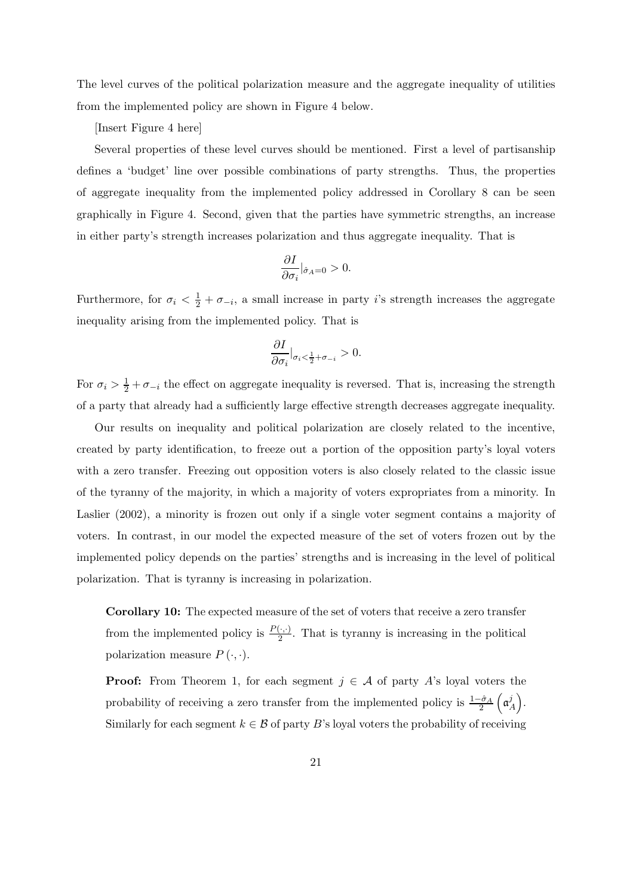The level curves of the political polarization measure and the aggregate inequality of utilities from the implemented policy are shown in Figure 4 below.

[Insert Figure 4 here]

Several properties of these level curves should be mentioned. First a level of partisanship defines a 'budget' line over possible combinations of party strengths. Thus, the properties of aggregate inequality from the implemented policy addressed in Corollary 8 can be seen graphically in Figure 4. Second, given that the parties have symmetric strengths, an increase in either party's strength increases polarization and thus aggregate inequality. That is

$$\frac{\partial I}{\partial \sigma_i}|_{\hat{\sigma}_A=0} > 0.$$

Furthermore, for $\sigma_i < \frac{1}{2} + \sigma_{-i}$, a small increase in party $i$'s strength increases the aggregate inequality arising from the implemented policy. That is

$$\frac{\partial I}{\partial \sigma_i}|_{\sigma_i < \frac{1}{2} + \sigma_{-i}} > 0.$$

For $\sigma_i > \frac{1}{2} + \sigma_{-i}$ the effect on aggregate inequality is reversed. That is, increasing the strength of a party that already had a sufficiently large effective strength decreases aggregate inequality.

Our results on inequality and political polarization are closely related to the incentive, created by party identification, to freeze out a portion of the opposition party's loyal voters with a zero transfer. Freezing out opposition voters is also closely related to the classic issue of the tyranny of the majority, in which a majority of voters expropriates from a minority. In Laslier (2002), a minority is frozen out only if a single voter segment contains a majority of voters. In contrast, in our model the expected measure of the set of voters frozen out by the implemented policy depends on the parties' strengths and is increasing in the level of political polarization. That is tyranny is increasing in polarization.

**Corollary 10:** The expected measure of the set of voters that receive a zero transfer from the implemented policy is $\frac{P(\cdot,\cdot)}{2}$. That is tyranny is increasing in the political polarization measure $P(\cdot,\cdot)$.

**Proof:** From Theorem 1, for each segment $j \in \mathcal{A}$ of party $A$'s loyal voters the probability of receiving a zero transfer from the implemented policy is $\frac{1-\hat{\sigma}_A}{2}\left(\mathfrak{a}_A^j\right)$. Similarly for each segment $k \in \mathcal{B}$ of party $B$'s loyal voters the probability of receiving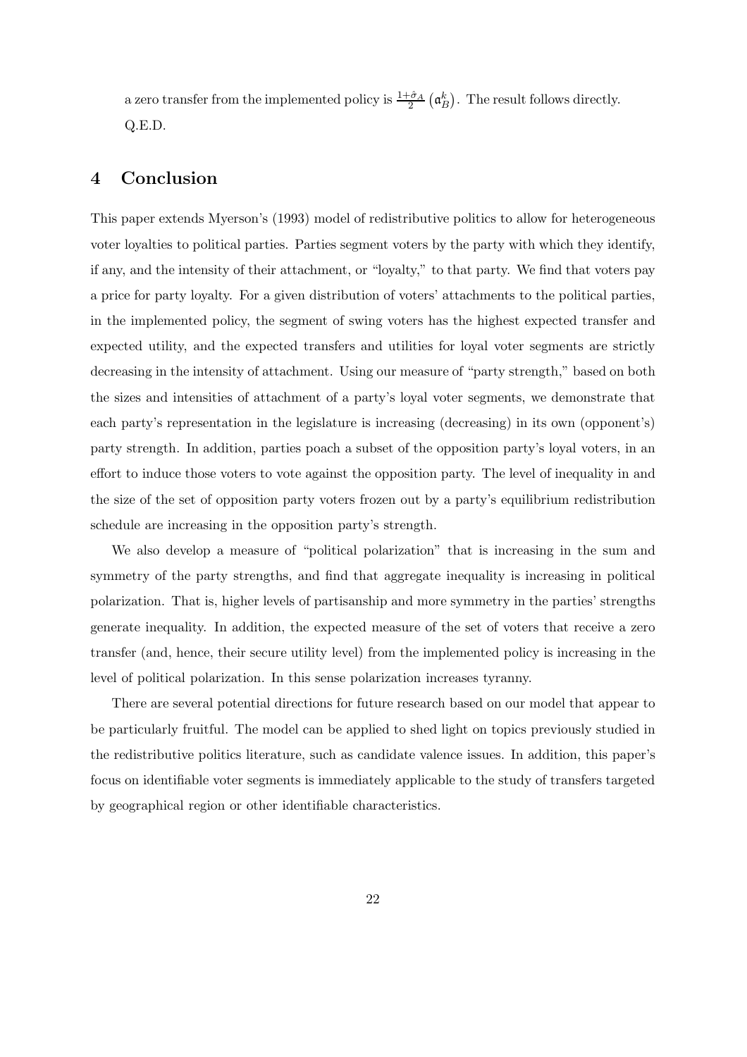a zero transfer from the implemented policy is $\frac{1+\hat{\sigma}_A}{2}\left(\mathfrak{a}_B^k\right)$. The result follows directly.
Q.E.D.

## 4 Conclusion

This paper extends Myerson's (1993) model of redistributive politics to allow for heterogeneous voter loyalties to political parties. Parties segment voters by the party with which they identify, if any, and the intensity of their attachment, or "loyalty," to that party. We find that voters pay a price for party loyalty. For a given distribution of voters' attachments to the political parties, in the implemented policy, the segment of swing voters has the highest expected transfer and expected utility, and the expected transfers and utilities for loyal voter segments are strictly decreasing in the intensity of attachment. Using our measure of "party strength," based on both the sizes and intensities of attachment of a party's loyal voter segments, we demonstrate that each party's representation in the legislature is increasing (decreasing) in its own (opponent's) party strength. In addition, parties poach a subset of the opposition party's loyal voters, in an effort to induce those voters to vote against the opposition party. The level of inequality in and the size of the set of opposition party voters frozen out by a party's equilibrium redistribution schedule are increasing in the opposition party's strength.

We also develop a measure of "political polarization" that is increasing in the sum and symmetry of the party strengths, and find that aggregate inequality is increasing in political polarization. That is, higher levels of partisanship and more symmetry in the parties' strengths generate inequality. In addition, the expected measure of the set of voters that receive a zero transfer (and, hence, their secure utility level) from the implemented policy is increasing in the level of political polarization. In this sense polarization increases tyranny.

There are several potential directions for future research based on our model that appear to be particularly fruitful. The model can be applied to shed light on topics previously studied in the redistributive politics literature, such as candidate valence issues. In addition, this paper's focus on identifiable voter segments is immediately applicable to the study of transfers targeted by geographical region or other identifiable characteristics.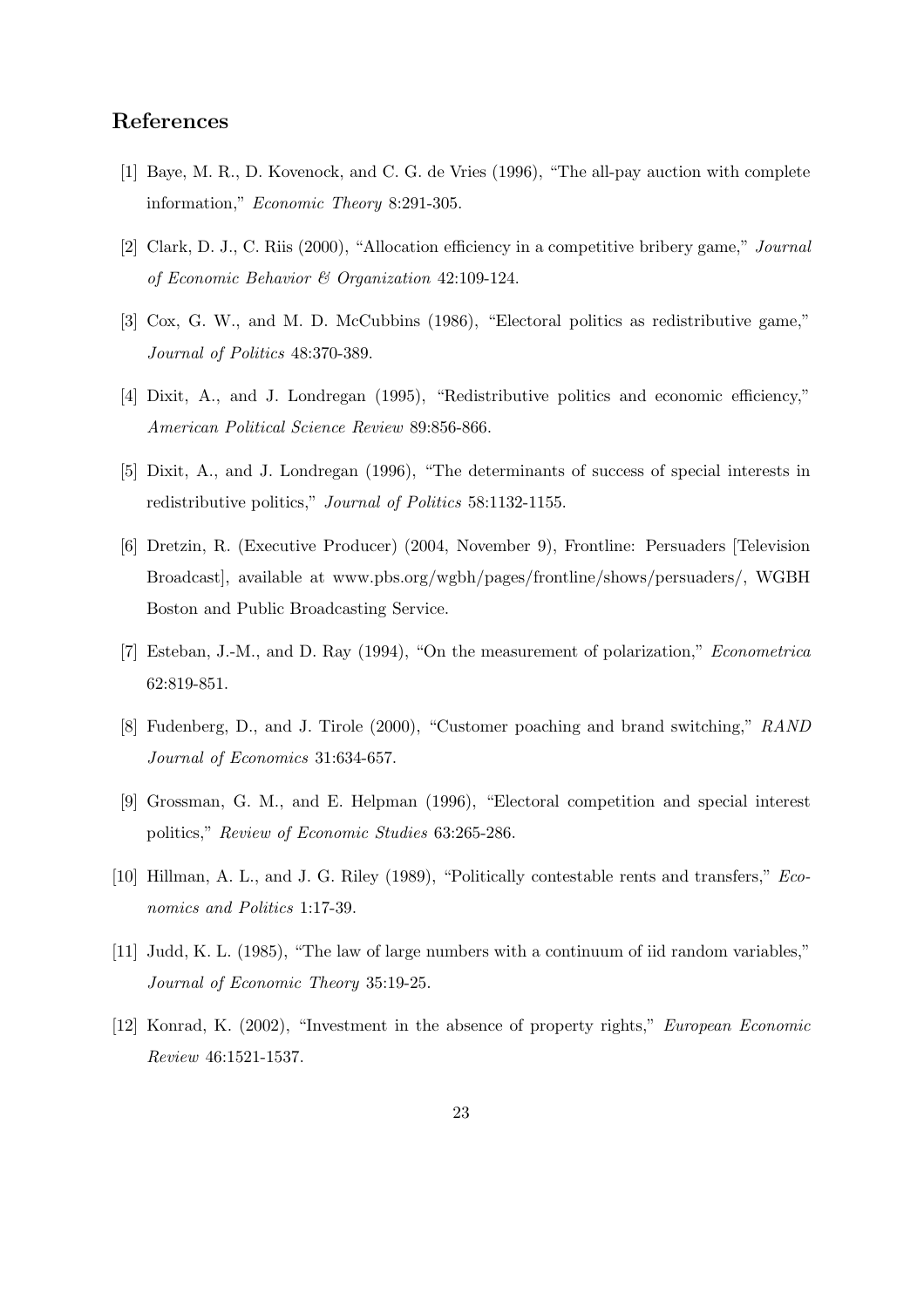## References

[1] Baye, M. R., D. Kovenock, and C. G. de Vries (1996), "The all-pay auction with complete information," *Economic Theory* 8:291-305.

[2] Clark, D. J., C. Riis (2000), "Allocation efficiency in a competitive bribery game," *Journal of Economic Behavior & Organization* 42:109-124.

[3] Cox, G. W., and M. D. McCubbins (1986), "Electoral politics as redistributive game," *Journal of Politics* 48:370-389.

[4] Dixit, A., and J. Londregan (1995), "Redistributive politics and economic efficiency," *American Political Science Review* 89:856-866.

[5] Dixit, A., and J. Londregan (1996), "The determinants of success of special interests in redistributive politics," *Journal of Politics* 58:1132-1155.

[6] Dretzin, R. (Executive Producer) (2004, November 9), Frontline: Persuaders [Television Broadcast], available at www.pbs.org/wgbh/pages/frontline/shows/persuaders/, WGBH Boston and Public Broadcasting Service.

[7] Esteban, J.-M., and D. Ray (1994), "On the measurement of polarization," *Econometrica* 62:819-851.

[8] Fudenberg, D., and J. Tirole (2000), "Customer poaching and brand switching," *RAND Journal of Economics* 31:634-657.

[9] Grossman, G. M., and E. Helpman (1996), "Electoral competition and special interest politics," *Review of Economic Studies* 63:265-286.

[10] Hillman, A. L., and J. G. Riley (1989), "Politically contestable rents and transfers," *Economics and Politics* 1:17-39.

[11] Judd, K. L. (1985), "The law of large numbers with a continuum of iid random variables," *Journal of Economic Theory* 35:19-25.

[12] Konrad, K. (2002), "Investment in the absence of property rights," *European Economic Review* 46:1521-1537.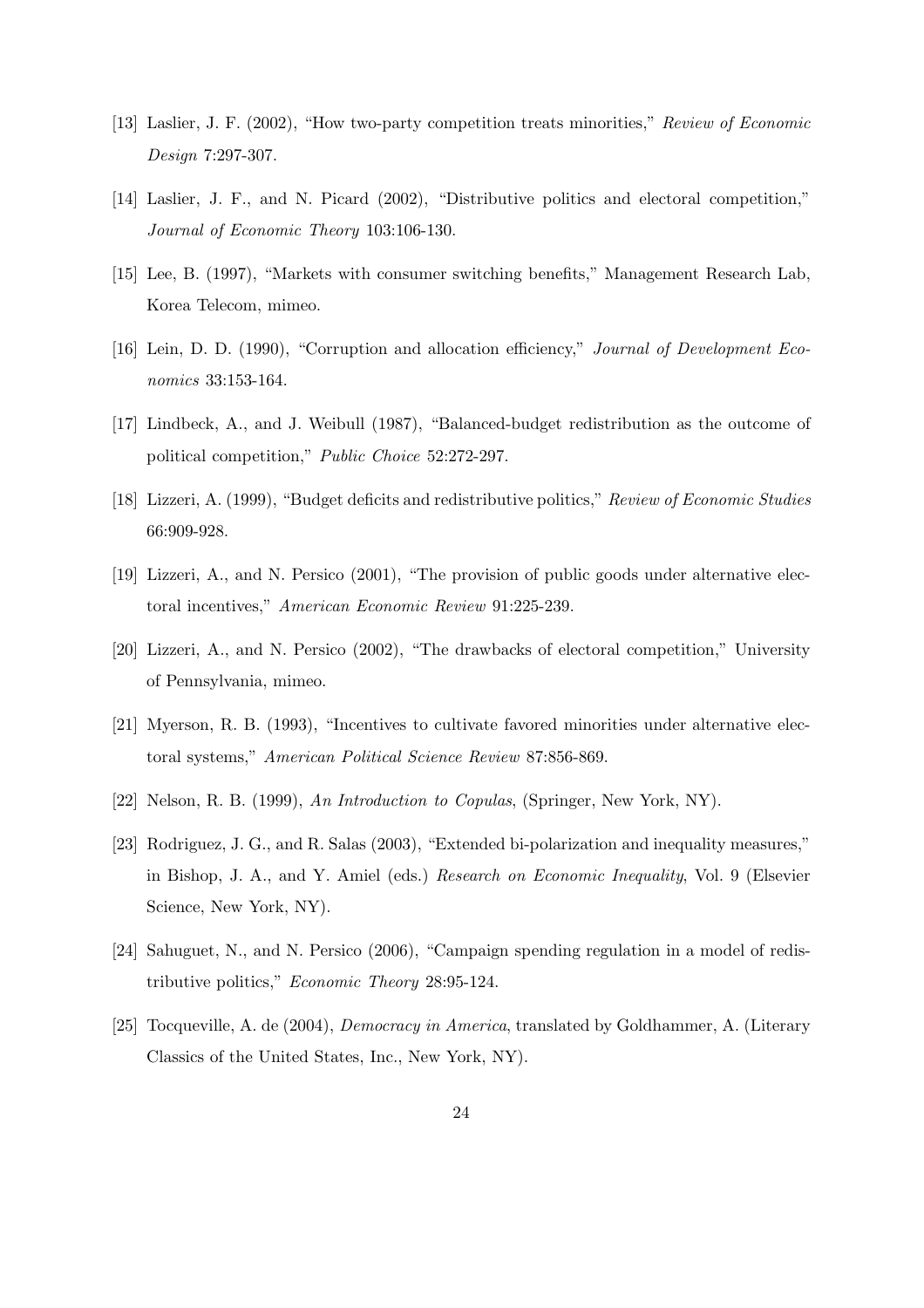[13] Laslier, J. F. (2002), "How two-party competition treats minorities," *Review of Economic Design* 7:297-307.

[14] Laslier, J. F., and N. Picard (2002), "Distributive politics and electoral competition," *Journal of Economic Theory* 103:106-130.

[15] Lee, B. (1997), "Markets with consumer switching benefits," Management Research Lab, Korea Telecom, mimeo.

[16] Lein, D. D. (1990), "Corruption and allocation efficiency," *Journal of Development Economics* 33:153-164.

[17] Lindbeck, A., and J. Weibull (1987), "Balanced-budget redistribution as the outcome of political competition," *Public Choice* 52:272-297.

[18] Lizzeri, A. (1999), "Budget deficits and redistributive politics," *Review of Economic Studies* 66:909-928.

[19] Lizzeri, A., and N. Persico (2001), "The provision of public goods under alternative electoral incentives," *American Economic Review* 91:225-239.

[20] Lizzeri, A., and N. Persico (2002), "The drawbacks of electoral competition," University of Pennsylvania, mimeo.

[21] Myerson, R. B. (1993), "Incentives to cultivate favored minorities under alternative electoral systems," *American Political Science Review* 87:856-869.

[22] Nelson, R. B. (1999), *An Introduction to Copulas*, (Springer, New York, NY).

[23] Rodriguez, J. G., and R. Salas (2003), "Extended bi-polarization and inequality measures," in Bishop, J. A., and Y. Amiel (eds.) *Research on Economic Inequality*, Vol. 9 (Elsevier Science, New York, NY).

[24] Sahuguet, N., and N. Persico (2006), "Campaign spending regulation in a model of redistributive politics," *Economic Theory* 28:95-124.

[25] Tocqueville, A. de (2004), *Democracy in America*, translated by Goldhammer, A. (Literary Classics of the United States, Inc., New York, NY).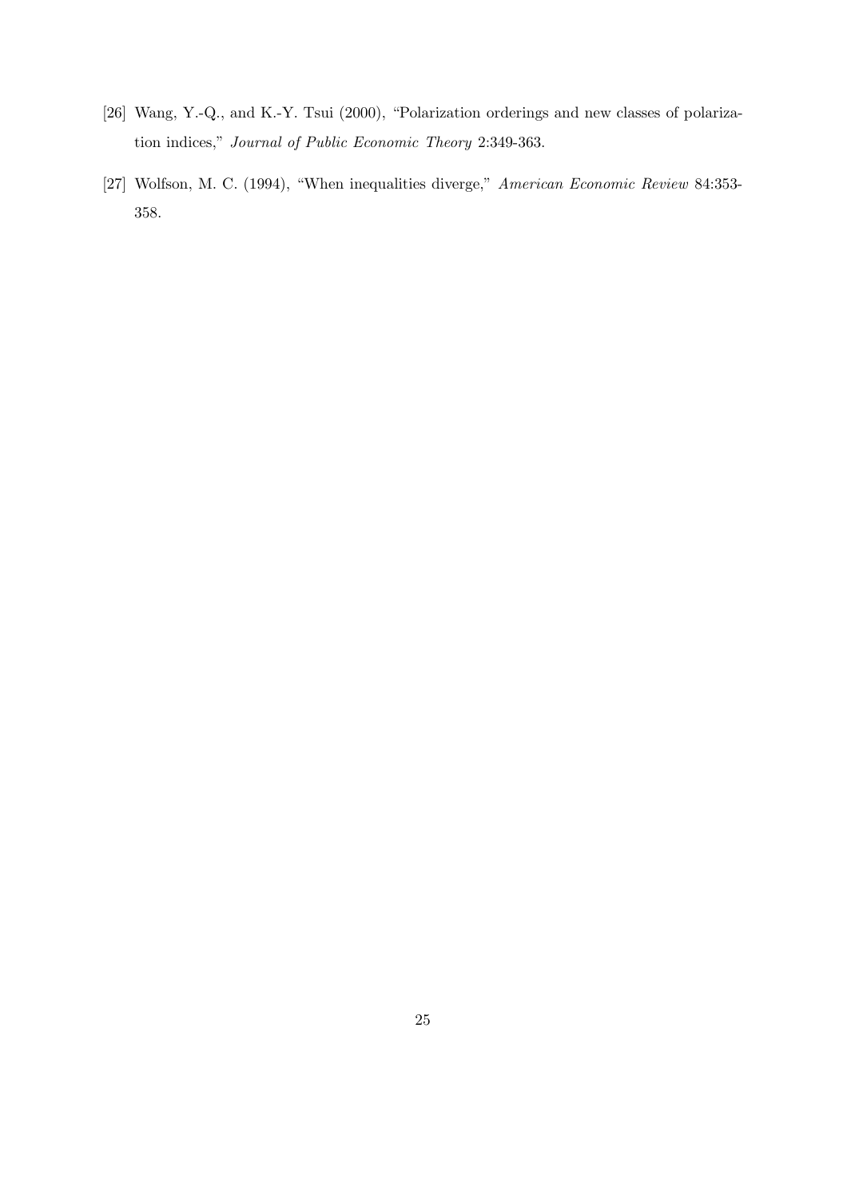[26] Wang, Y.-Q., and K.-Y. Tsui (2000), "Polarization orderings and new classes of polarization indices," *Journal of Public Economic Theory* 2:349-363.

[27] Wolfson, M. C. (1994), "When inequalities diverge," *American Economic Review* 84:353-358.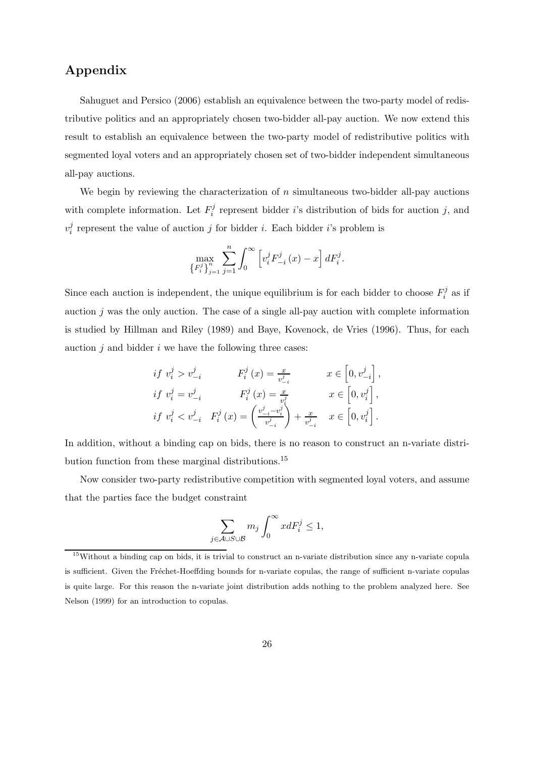# Appendix

Sahuguet and Persico (2006) establish an equivalence between the two-party model of redistributive politics and an appropriately chosen two-bidder all-pay auction. We now extend this result to establish an equivalence between the two-party model of redistributive politics with segmented loyal voters and an appropriately chosen set of two-bidder independent simultaneous all-pay auctions.

We begin by reviewing the characterization of $n$ simultaneous two-bidder all-pay auctions with complete information. Let $F_i^j$ represent bidder $i$'s distribution of bids for auction $j$, and $v_i^j$ represent the value of auction $j$ for bidder $i$. Each bidder $i$'s problem is

$$\max_{\{F_i^j\}_{j=1}^n} \sum_{j=1}^{n} \int_0^\infty \left[ v_i^j F_{-i}^j(x) - x \right] dF_i^j.$$

Since each auction is independent, the unique equilibrium is for each bidder to choose $F_i^j$ as if auction $j$ was the only auction. The case of a single all-pay auction with complete information is studied by Hillman and Riley (1989) and Baye, Kovenock, de Vries (1996). Thus, for each auction $j$ and bidder $i$ we have the following three cases:

$$\begin{array}{lll}
if\ v_i^j > v_{-i}^j & F_i^j(x) = \frac{x}{v_{-i}^j} & x \in \left[0, v_{-i}^j\right], \\
if\ v_i^j = v_{-i}^j & F_i^j(x) = \frac{x}{v_i^j} & x \in \left[0, v_i^j\right], \\
if\ v_i^j < v_{-i}^j & F_i^j(x) = \left(\frac{v_{-i}^j - v_i^j}{v_{-i}^j}\right) + \frac{x}{v_{-i}^j} & x \in \left[0, v_i^j\right].
\end{array}$$

In addition, without a binding cap on bids, there is no reason to construct an n-variate distribution function from these marginal distributions.[15]

Now consider two-party redistributive competition with segmented loyal voters, and assume that the parties face the budget constraint

$$\sum_{j \in \mathcal{A} \cup \mathcal{S} \cup \mathcal{B}} m_j \int_0^\infty x dF_i^j \leq 1,$$

[15] Without a binding cap on bids, it is trivial to construct an n-variate distribution since any n-variate copula is sufficient. Given the Fréchet-Hoeffding bounds for n-variate copulas, the range of sufficient n-variate copulas is quite large. For this reason the n-variate joint distribution adds nothing to the problem analyzed here. See Nelson (1999) for an introduction to copulas.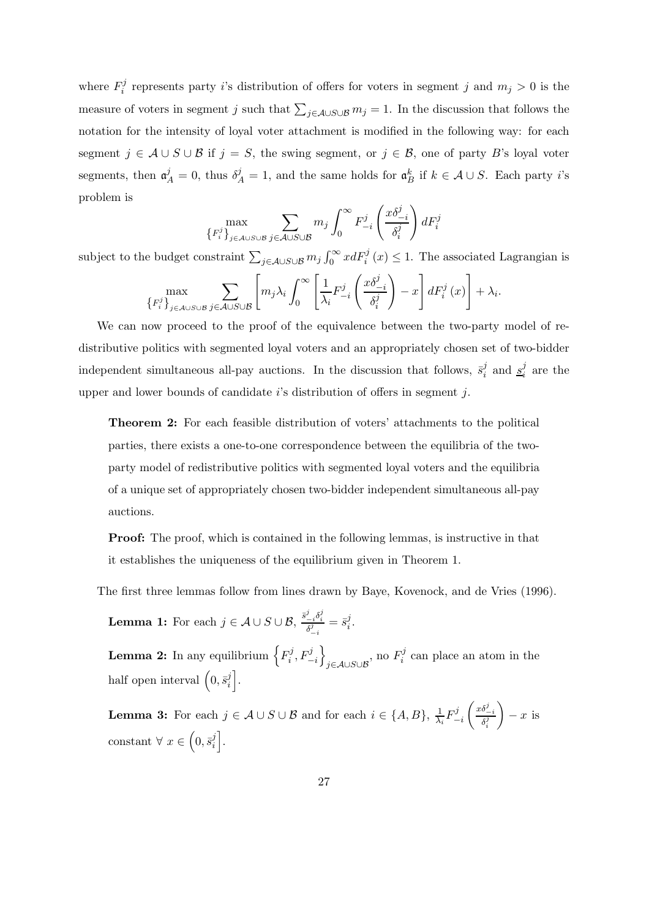where $F_i^j$ represents party $i$'s distribution of offers for voters in segment $j$ and $m_j > 0$ is the measure of voters in segment $j$ such that $\sum_{j\in\mathcal{A}\cup S\cup\mathcal{B}} m_j = 1$. In the discussion that follows the notation for the intensity of loyal voter attachment is modified in the following way: for each segment $j \in \mathcal{A} \cup S \cup \mathcal{B}$ if $j = S$, the swing segment, or $j \in \mathcal{B}$, one of party $B$'s loyal voter segments, then $\mathfrak{a}_A^j = 0$, thus $\delta_A^j = 1$, and the same holds for $\mathfrak{a}_B^k$ if $k \in \mathcal{A} \cup S$. Each party $i$'s problem is

$$\max_{\left\{F_i^j\right\}_{j\in\mathcal{A}\cup S\cup\mathcal{B}}} \sum_{j\in\mathcal{A}\cup S\cup\mathcal{B}} m_j \int_0^\infty F_{-i}^j\left(\frac{x\delta_{-i}^j}{\delta_i^j}\right) dF_i^j$$

subject to the budget constraint $\sum_{j\in\mathcal{A}\cup S\cup\mathcal{B}} m_j \int_0^\infty x dF_i^j(x) \leq 1$. The associated Lagrangian is

$$\max_{\left\{F_i^j\right\}_{j\in\mathcal{A}\cup S\cup\mathcal{B}}} \sum_{j\in\mathcal{A}\cup S\cup\mathcal{B}} \left[m_j\lambda_i \int_0^\infty \left[\frac{1}{\lambda_i}F_{-i}^j\left(\frac{x\delta_{-i}^j}{\delta_i^j}\right) - x\right] dF_i^j(x)\right] + \lambda_i.$$

We can now proceed to the proof of the equivalence between the two-party model of redistributive politics with segmented loyal voters and an appropriately chosen set of two-bidder independent simultaneous all-pay auctions. In the discussion that follows, $\bar{s}_i^j$ and $\underline{s}_i^j$ are the upper and lower bounds of candidate $i$'s distribution of offers in segment $j$.

**Theorem 2:** For each feasible distribution of voters' attachments to the political parties, there exists a one-to-one correspondence between the equilibria of the two-party model of redistributive politics with segmented loyal voters and the equilibria of a unique set of appropriately chosen two-bidder independent simultaneous all-pay auctions.

**Proof:** The proof, which is contained in the following lemmas, is instructive in that it establishes the uniqueness of the equilibrium given in Theorem 1.

The first three lemmas follow from lines drawn by Baye, Kovenock, and de Vries (1996).

**Lemma 1:** For each $j \in \mathcal{A} \cup S \cup \mathcal{B}$, $\frac{\bar{s}_{-i}^j\delta_i^j}{\delta_{-i}^j} = \bar{s}_i^j$.

**Lemma 2:** In any equilibrium $\left\{F_i^j, F_{-i}^j\right\}_{j\in\mathcal{A}\cup S\cup\mathcal{B}}$, no $F_i^j$ can place an atom in the half open interval $\left(0, \bar{s}_i^j\right]$.

**Lemma 3:** For each $j \in \mathcal{A} \cup S \cup \mathcal{B}$ and for each $i \in \{A, B\}$, $\frac{1}{\lambda_i}F_{-i}^j\left(\frac{x\delta_{-i}^j}{\delta_i^j}\right) - x$ is constant $\forall\ x \in \left(0, \bar{s}_i^j\right]$.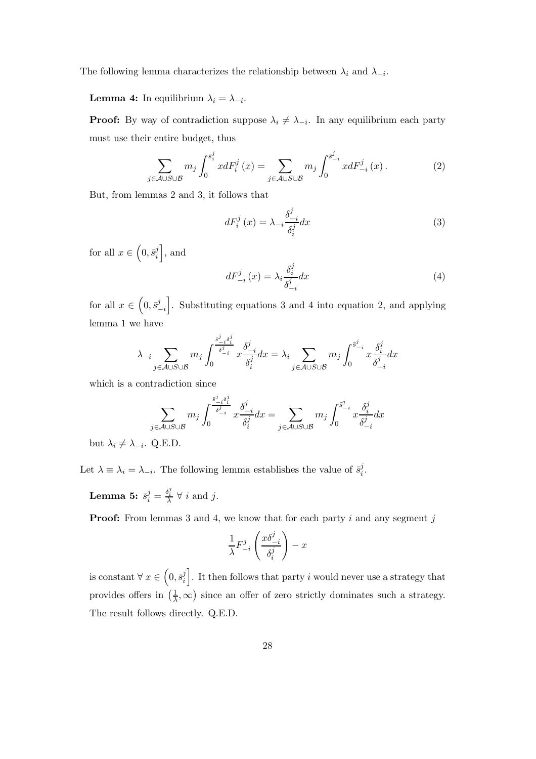The following lemma characterizes the relationship between $\lambda_i$ and $\lambda_{-i}$.

**Lemma 4:** In equilibrium $\lambda_i = \lambda_{-i}$.

**Proof:** By way of contradiction suppose $\lambda_i \neq \lambda_{-i}$. In any equilibrium each party must use their entire budget, thus

$$\sum_{j \in \mathcal{A} \cup \mathcal{S} \cup \mathcal{B}} m_j \int_0^{\bar{s}_i^j} x dF_i^j(x) = \sum_{j \in \mathcal{A} \cup \mathcal{S} \cup \mathcal{B}} m_j \int_0^{\bar{s}_{-i}^j} x dF_{-i}^j(x). \tag{2}$$

But, from lemmas 2 and 3, it follows that

$$dF_i^j(x) = \lambda_{-i} \frac{\delta_{-i}^j}{\delta_i^j} dx \tag{3}$$

for all $x \in \left(0, \bar{s}_i^j\right]$, and

$$dF_{-i}^j(x) = \lambda_i \frac{\delta_i^j}{\delta_{-i}^j} dx \tag{4}$$

for all $x \in \left(0, \bar{s}_{-i}^j\right]$. Substituting equations 3 and 4 into equation 2, and applying lemma 1 we have

$$\lambda_{-i} \sum_{j \in \mathcal{A} \cup \mathcal{S} \cup \mathcal{B}} m_j \int_0^{\frac{\bar{s}_{-i}^j \delta_i^j}{\delta_{-i}^j}} x \frac{\delta_{-i}^j}{\delta_i^j} dx = \lambda_i \sum_{j \in \mathcal{A} \cup \mathcal{S} \cup \mathcal{B}} m_j \int_0^{\bar{s}_{-i}^j} x \frac{\delta_i^j}{\delta_{-i}^j} dx$$

which is a contradiction since

$$\sum_{j \in \mathcal{A} \cup \mathcal{S} \cup \mathcal{B}} m_j \int_0^{\frac{\bar{s}_{-i}^j \delta_i^j}{\delta_{-i}^j}} x \frac{\delta_{-i}^j}{\delta_i^j} dx = \sum_{j \in \mathcal{A} \cup \mathcal{S} \cup \mathcal{B}} m_j \int_0^{\bar{s}_{-i}^j} x \frac{\delta_i^j}{\delta_{-i}^j} dx$$

but $\lambda_i \neq \lambda_{-i}$. Q.E.D.

Let $\lambda \equiv \lambda_i = \lambda_{-i}$. The following lemma establishes the value of $\bar{s}_i^j$.

**Lemma 5:** $\bar{s}_i^j = \frac{\delta_i^j}{\lambda}$ $\forall$ $i$ and $j$.

**Proof:** From lemmas 3 and 4, we know that for each party $i$ and any segment $j$

$$\frac{1}{\lambda} F_{-i}^j \left( \frac{x \delta_{-i}^j}{\delta_i^j} \right) - x$$

is constant $\forall$ $x \in \left(0, \bar{s}_i^j\right]$. It then follows that party $i$ would never use a strategy that provides offers in $\left(\frac{1}{\lambda}, \infty\right)$ since an offer of zero strictly dominates such a strategy. The result follows directly. Q.E.D.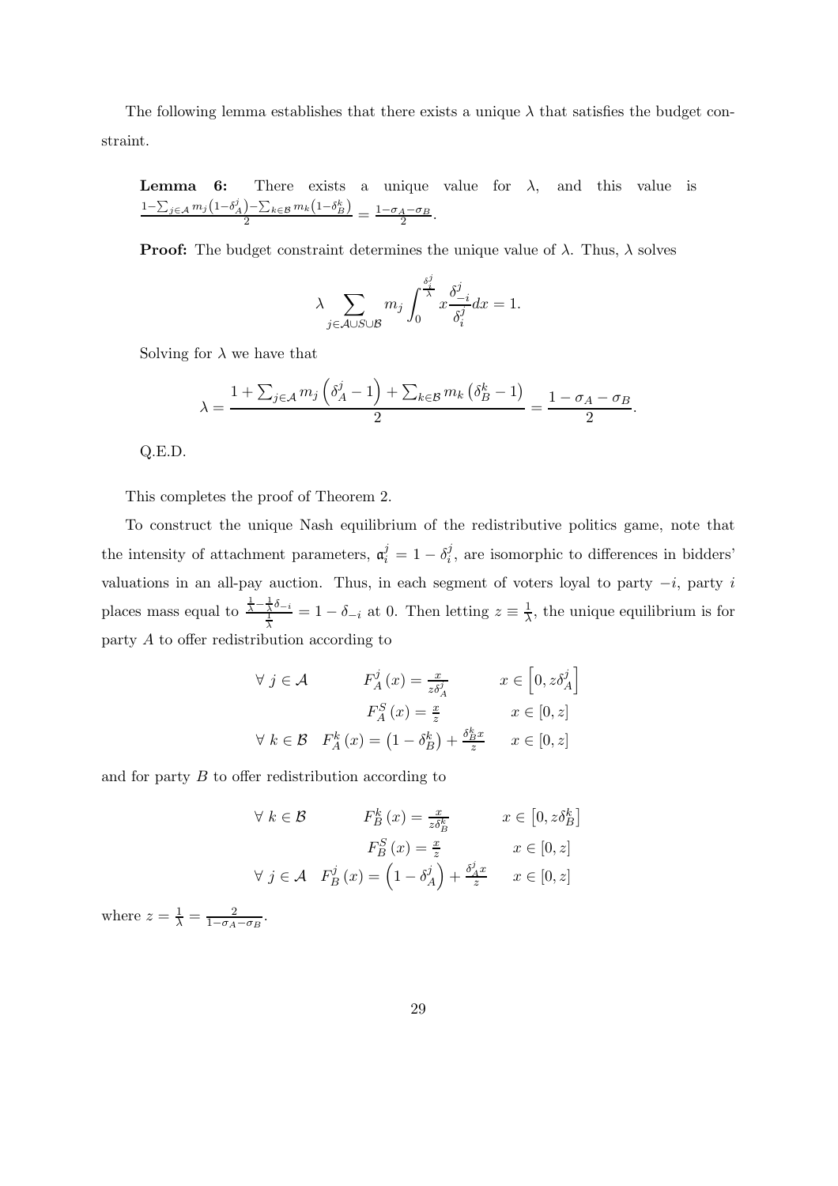The following lemma establishes that there exists a unique $\lambda$ that satisfies the budget constraint.

**Lemma 6:** There exists a unique value for $\lambda$, and this value is $\frac{1-\sum_{j\in\mathcal{A}} m_j\left(1-\delta_A^j\right)-\sum_{k\in\mathcal{B}} m_k\left(1-\delta_B^k\right)}{2} = \frac{1-\sigma_A-\sigma_B}{2}$.

**Proof:** The budget constraint determines the unique value of $\lambda$. Thus, $\lambda$ solves

$$\lambda \sum_{j\in\mathcal{A}\cup S\cup\mathcal{B}} m_j \int_0^{\frac{\delta_i^j}{\lambda}} x\frac{\delta_{-i}^j}{\delta_i^j}dx = 1.$$

Solving for $\lambda$ we have that

$$\lambda = \frac{1+\sum_{j\in\mathcal{A}} m_j\left(\delta_A^j-1\right)+\sum_{k\in\mathcal{B}} m_k\left(\delta_B^k-1\right)}{2} = \frac{1-\sigma_A-\sigma_B}{2}.$$

Q.E.D.

This completes the proof of Theorem 2.

To construct the unique Nash equilibrium of the redistributive politics game, note that the intensity of attachment parameters, $\mathfrak{a}_i^j = 1-\delta_i^j$, are isomorphic to differences in bidders' valuations in an all-pay auction. Thus, in each segment of voters loyal to party $-i$, party $i$ places mass equal to $\frac{\frac{1}{\lambda}-\frac{1}{\lambda}\delta_{-i}}{\frac{1}{\lambda}} = 1-\delta_{-i}$ at 0. Then letting $z \equiv \frac{1}{\lambda}$, the unique equilibrium is for party $A$ to offer redistribution according to

$$\begin{array}{lll}
\forall\ j\in\mathcal{A} & F_A^j(x) = \frac{x}{z\delta_A^j} & x\in\left[0, z\delta_A^j\right] \\
 & F_A^S(x) = \frac{x}{z} & x\in[0,z] \\
\forall\ k\in\mathcal{B} & F_A^k(x) = \left(1-\delta_B^k\right)+\frac{\delta_B^k x}{z} & x\in[0,z]
\end{array}$$

and for party $B$ to offer redistribution according to

$$\begin{array}{lll}
\forall\ k\in\mathcal{B} & F_B^k(x) = \frac{x}{z\delta_B^k} & x\in\left[0, z\delta_B^k\right] \\
 & F_B^S(x) = \frac{x}{z} & x\in[0,z] \\
\forall\ j\in\mathcal{A} & F_B^j(x) = \left(1-\delta_A^j\right)+\frac{\delta_A^j x}{z} & x\in[0,z]
\end{array}$$

where $z = \frac{1}{\lambda} = \frac{2}{1-\sigma_A-\sigma_B}$.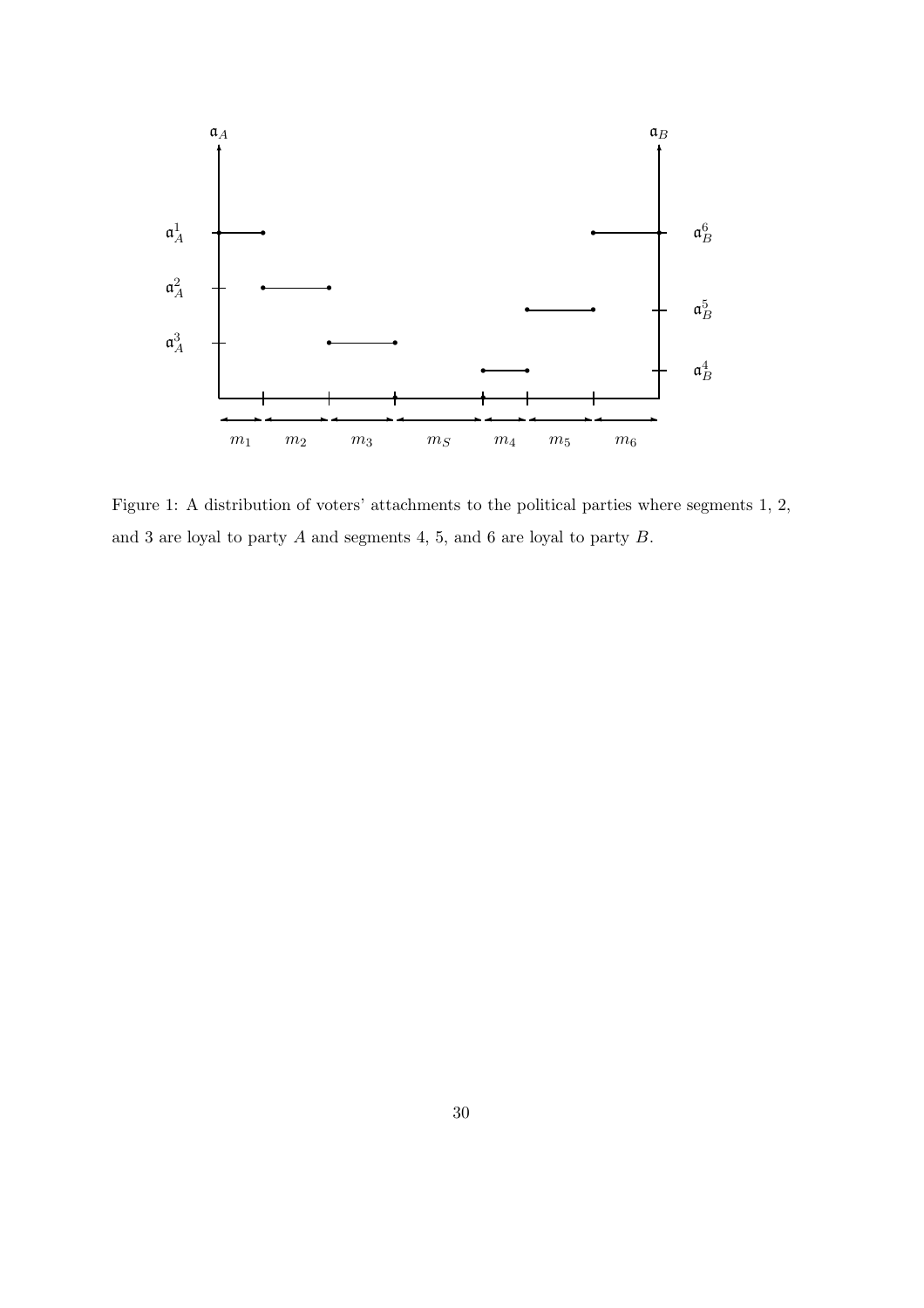Figure 1: A distribution of voters' attachments to the political parties where segments 1, 2, and 3 are loyal to party $A$ and segments 4, 5, and 6 are loyal to party $B$.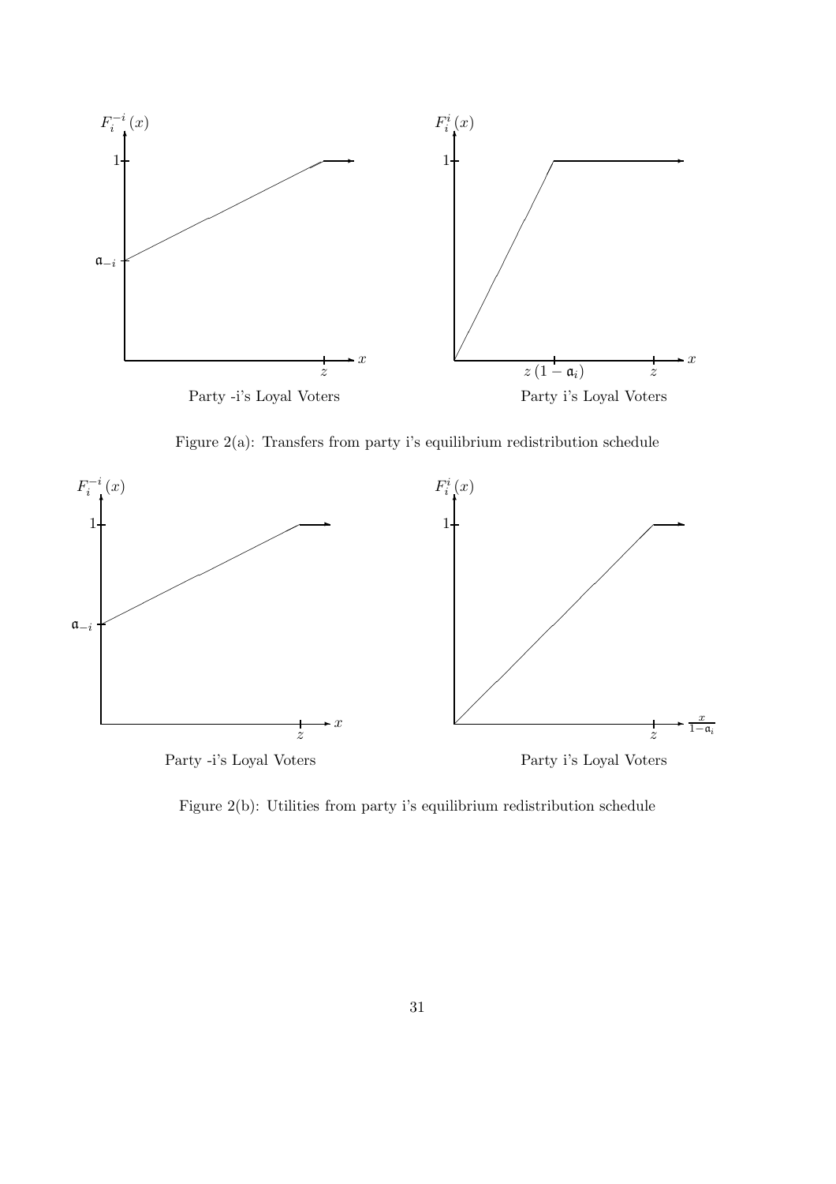Figure 2(a): Transfers from party i's equilibrium redistribution schedule

Figure 2(b): Utilities from party i's equilibrium redistribution schedule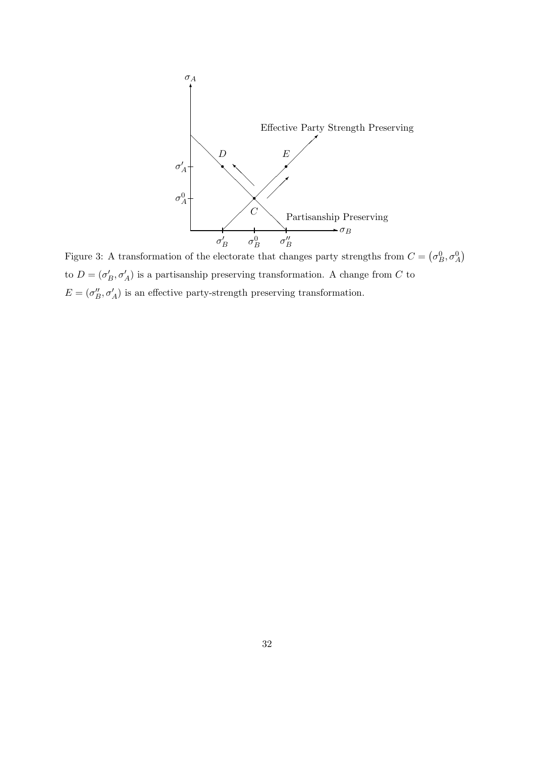Figure 3: A transformation of the electorate that changes party strengths from $C = (\sigma_B^0, \sigma_A^0)$ to $D = (\sigma_B', \sigma_A')$ is a partisanship preserving transformation. A change from $C$ to $E = (\sigma_B'', \sigma_A')$ is an effective party-strength preserving transformation.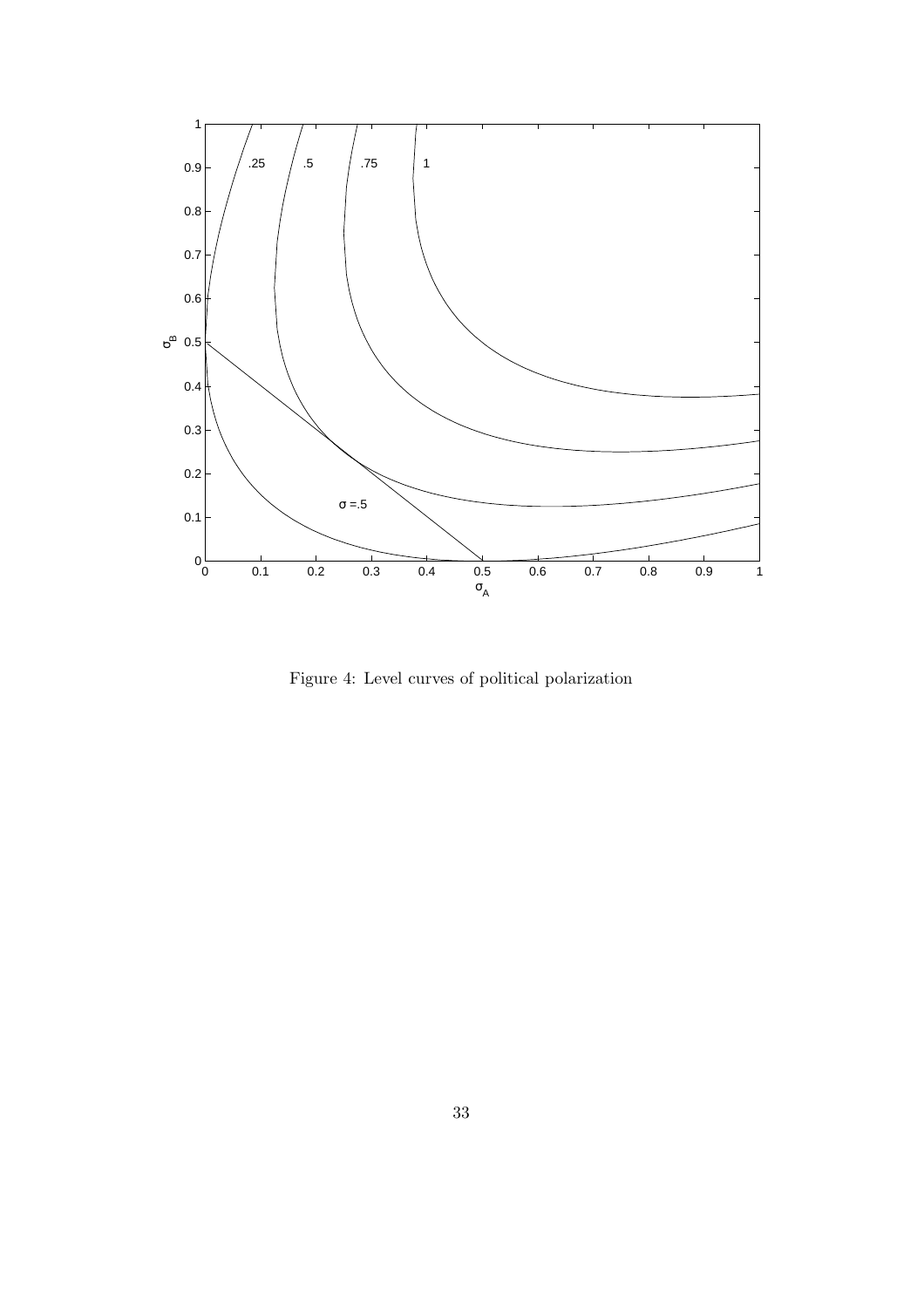1
0.9
0.8
0.7
0.6
0.5
0.4
0.3
0.2
0.1
0

$\sigma_B$

0 0.1 0.2 0.3 0.4 0.5 0.6 0.7 0.8 0.9 1

$\sigma_A$

.25
.5
.75
1

$\sigma$ =.5

Figure 4: Level curves of political polarization